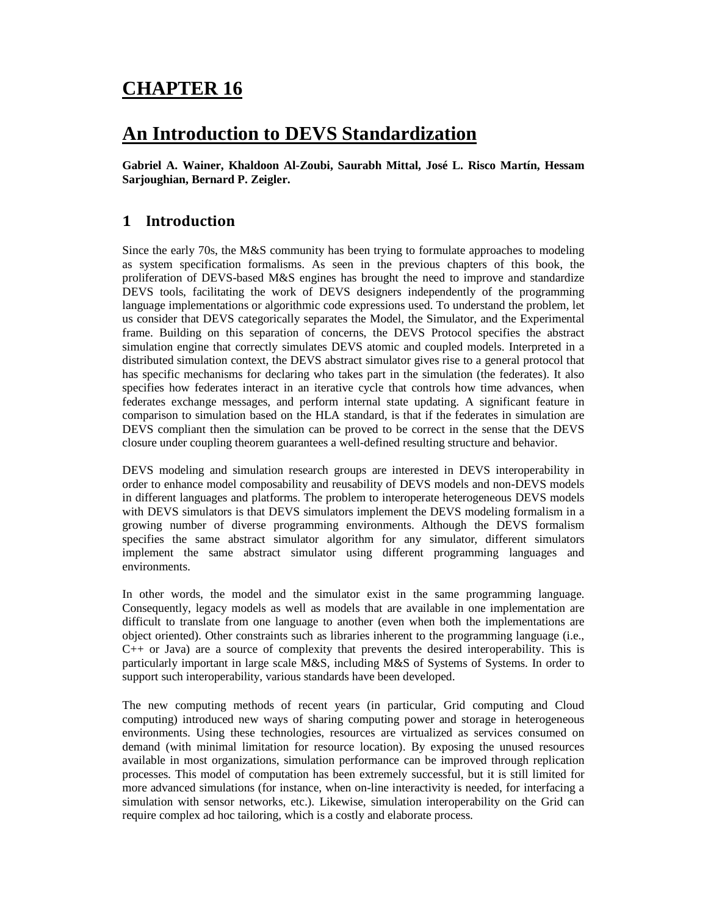# CHAPTER 16

# An Introduction to DEVS Standardization

**Gabriel A. Wainer, Khaldoon Al-Zoubi, Saurabh Mittal, José L. Risco Martín, Hessam Sarjoughian, Bernard P. Zeigler.**

## 1 Introduction

Since the early 70s, the M&S community has been trying to formulate approaches to modeling as system specification formalisms. As seen in the previous chapters of this book, the proliferation of DEVS-based M&S engines has brought the need to improve and standardize DEVS tools, facilitating the work of DEVS designers independently of the programming language implementations or algorithmic code expressions used. To understand the problem, let us consider that DEVS categorically separates the Model, the Simulator, and the Experimental frame. Building on this separation of concerns, the DEVS Protocol specifies the abstract simulation engine that correctly simulates DEVS atomic and coupled models. Interpreted in a distributed simulation context, the DEVS abstract simulator gives rise to a general protocol that has specific mechanisms for declaring who takes part in the simulation (the federates). It also specifies how federates interact in an iterative cycle that controls how time advances, when federates exchange messages, and perform internal state updating. A significant feature in comparison to simulation based on the HLA standard, is that if the federates in simulation are DEVS compliant then the simulation can be proved to be correct in the sense that the DEVS closure under coupling theorem guarantees a well-defined resulting structure and behavior.

DEVS modeling and simulation research groups are interested in DEVS interoperability in order to enhance model composability and reusability of DEVS models and non-DEVS models in different languages and platforms. The problem to interoperate heterogeneous DEVS models with DEVS simulators is that DEVS simulators implement the DEVS modeling formalism in a growing number of diverse programming environments. Although the DEVS formalism specifies the same abstract simulator algorithm for any simulator, different simulators implement the same abstract simulator using different programming languages and environments.

In other words, the model and the simulator exist in the same programming language. Consequently, legacy models as well as models that are available in one implementation are difficult to translate from one language to another (even when both the implementations are object oriented). Other constraints such as libraries inherent to the programming language (i.e., C++ or Java) are a source of complexity that prevents the desired interoperability. This is particularly important in large scale M&S, including M&S of Systems of Systems. In order to support such interoperability, various standards have been developed.

The new computing methods of recent years (in particular, Grid computing and Cloud computing) introduced new ways of sharing computing power and storage in heterogeneous environments. Using these technologies, resources are virtualized as services consumed on demand (with minimal limitation for resource location). By exposing the unused resources available in most organizations, simulation performance can be improved through replication processes. This model of computation has been extremely successful, but it is still limited for more advanced simulations (for instance, when on-line interactivity is needed, for interfacing a simulation with sensor networks, etc.). Likewise, simulation interoperability on the Grid can require complex ad hoc tailoring, which is a costly and elaborate process.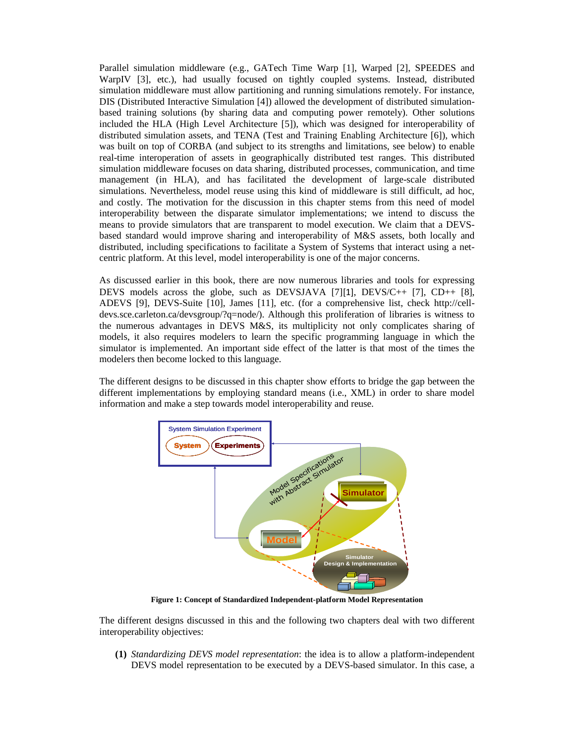Parallel simulation middleware (e.g., GATech Time Warp [1], Warped [2], SPEEDES and WarpIV [3], etc.), had usually focused on tightly coupled systems. Instead, distributed simulation middleware must allow partitioning and running simulations remotely. For instance, DIS (Distributed Interactive Simulation [4]) allowed the development of distributed simulation-based training solutions (by sharing data and computing power remotely). Other solutions included the HLA (High Level Architecture [5]), which was designed for interoperability of distributed simulation assets, and TENA (Test and Training Enabling Architecture [6]), which was built on top of CORBA (and subject to its strengths and limitations, see below) to enable real-time interoperation of assets in geographically distributed test ranges. This distributed simulation middleware focuses on data sharing, distributed processes, communication, and time management (in HLA), and has facilitated the development of large-scale distributed simulations. Nevertheless, model reuse using this kind of middleware is still difficult, ad hoc, and costly. The motivation for the discussion in this chapter stems from this need of model interoperability between the disparate simulator implementations; we intend to discuss the means to provide simulators that are transparent to model execution. We claim that a DEVS-based standard would improve sharing and interoperability of M&S assets, both locally and distributed, including specifications to facilitate a System of Systems that interact using a net-centric platform. At this level, model interoperability is one of the major concerns.

As discussed earlier in this book, there are now numerous libraries and tools for expressing DEVS models across the globe, such as DEVSJAVA [7][1], DEVS/C++ [7], CD++ [8], ADEVS [9], DEVS-Suite [10], James [11], etc. (for a comprehensive list, check http://cell-devs.sce.carleton.ca/devsgroup/?q=node/). Although this proliferation of libraries is witness to the numerous advantages in DEVS M&S, its multiplicity not only complicates sharing of models, it also requires modelers to learn the specific programming language in which the simulator is implemented. An important side effect of the latter is that most of the times the modelers then become locked to this language.

The different designs to be discussed in this chapter show efforts to bridge the gap between the different implementations by employing standard means (i.e., XML) in order to share model information and make a step towards model interoperability and reuse.

System Simulation Experiment
System
Experiments
Model Specifications with Abstract Simulator
Simulator
Model
Simulator Design & Implementation

**Figure 1: Concept of Standardized Independent-platform Model Representation**

The different designs discussed in this and the following two chapters deal with two different interoperability objectives:

**(1)** *Standardizing DEVS model representation*: the idea is to allow a platform-independent DEVS model representation to be executed by a DEVS-based simulator. In this case, a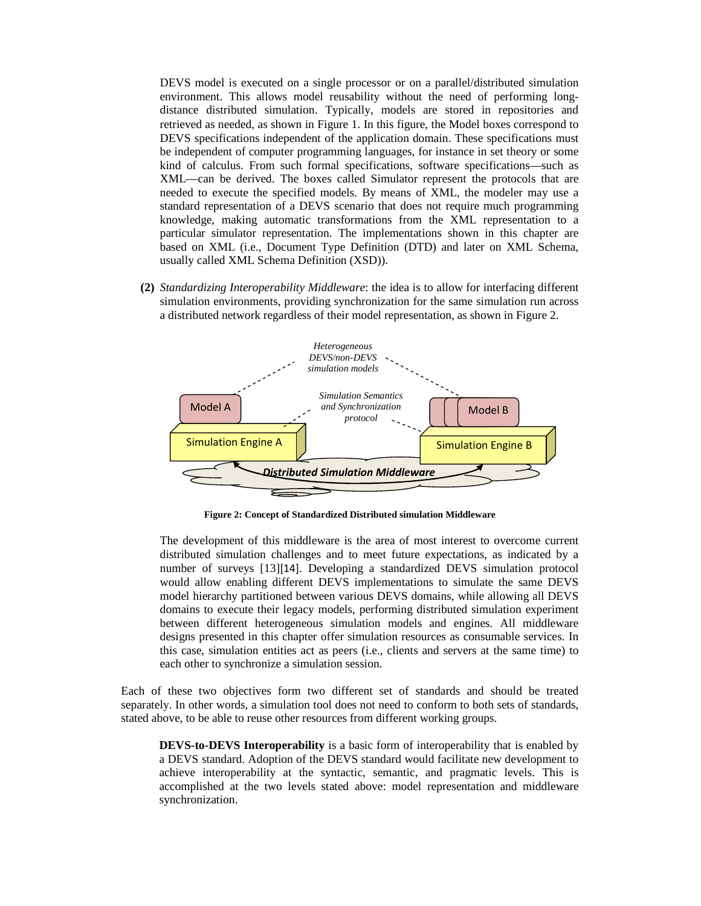DEVS model is executed on a single processor or on a parallel/distributed simulation environment. This allows model reusability without the need of performing long-distance distributed simulation. Typically, models are stored in repositories and retrieved as needed, as shown in Figure 1. In this figure, the Model boxes correspond to DEVS specifications independent of the application domain. These specifications must be independent of computer programming languages, for instance in set theory or some kind of calculus. From such formal specifications, software specifications—such as XML—can be derived. The boxes called Simulator represent the protocols that are needed to execute the specified models. By means of XML, the modeler may use a standard representation of a DEVS scenario that does not require much programming knowledge, making automatic transformations from the XML representation to a particular simulator representation. The implementations shown in this chapter are based on XML (i.e., Document Type Definition (DTD) and later on XML Schema, usually called XML Schema Definition (XSD)).

**(2)** *Standardizing Interoperability Middleware*: the idea is to allow for interfacing different simulation environments, providing synchronization for the same simulation run across a distributed network regardless of their model representation, as shown in Figure 2.

**Figure 2: Concept of Standardized Distributed simulation Middleware**

The development of this middleware is the area of most interest to overcome current distributed simulation challenges and to meet future expectations, as indicated by a number of surveys [13][14]. Developing a standardized DEVS simulation protocol would allow enabling different DEVS implementations to simulate the same DEVS model hierarchy partitioned between various DEVS domains, while allowing all DEVS domains to execute their legacy models, performing distributed simulation experiment between different heterogeneous simulation models and engines. All middleware designs presented in this chapter offer simulation resources as consumable services. In this case, simulation entities act as peers (i.e., clients and servers at the same time) to each other to synchronize a simulation session.

Each of these two objectives form two different set of standards and should be treated separately. In other words, a simulation tool does not need to conform to both sets of standards, stated above, to be able to reuse other resources from different working groups.

**DEVS-to-DEVS Interoperability** is a basic form of interoperability that is enabled by a DEVS standard. Adoption of the DEVS standard would facilitate new development to achieve interoperability at the syntactic, semantic, and pragmatic levels. This is accomplished at the two levels stated above: model representation and middleware synchronization.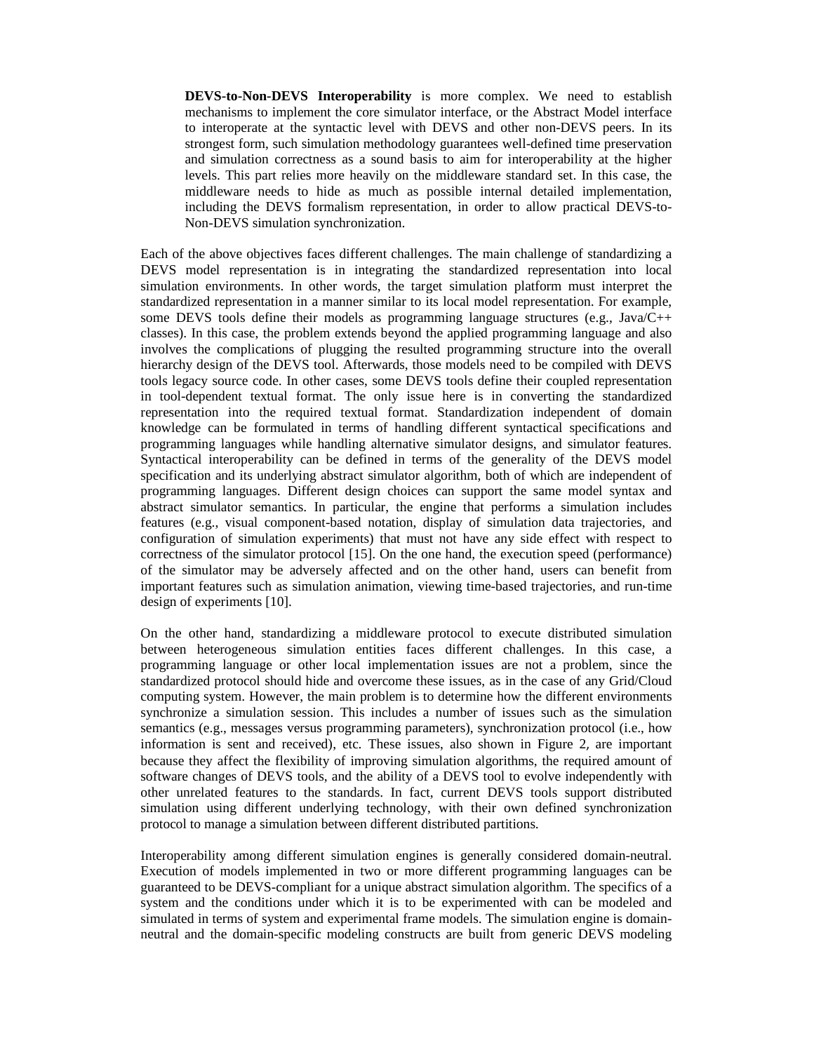**DEVS-to-Non-DEVS Interoperability** is more complex. We need to establish mechanisms to implement the core simulator interface, or the Abstract Model interface to interoperate at the syntactic level with DEVS and other non-DEVS peers. In its strongest form, such simulation methodology guarantees well-defined time preservation and simulation correctness as a sound basis to aim for interoperability at the higher levels. This part relies more heavily on the middleware standard set. In this case, the middleware needs to hide as much as possible internal detailed implementation, including the DEVS formalism representation, in order to allow practical DEVS-to-Non-DEVS simulation synchronization.

Each of the above objectives faces different challenges. The main challenge of standardizing a DEVS model representation is in integrating the standardized representation into local simulation environments. In other words, the target simulation platform must interpret the standardized representation in a manner similar to its local model representation. For example, some DEVS tools define their models as programming language structures (e.g., Java/C++ classes). In this case, the problem extends beyond the applied programming language and also involves the complications of plugging the resulted programming structure into the overall hierarchy design of the DEVS tool. Afterwards, those models need to be compiled with DEVS tools legacy source code. In other cases, some DEVS tools define their coupled representation in tool-dependent textual format. The only issue here is in converting the standardized representation into the required textual format. Standardization independent of domain knowledge can be formulated in terms of handling different syntactical specifications and programming languages while handling alternative simulator designs, and simulator features. Syntactical interoperability can be defined in terms of the generality of the DEVS model specification and its underlying abstract simulator algorithm, both of which are independent of programming languages. Different design choices can support the same model syntax and abstract simulator semantics. In particular, the engine that performs a simulation includes features (e.g., visual component-based notation, display of simulation data trajectories, and configuration of simulation experiments) that must not have any side effect with respect to correctness of the simulator protocol [15]. On the one hand, the execution speed (performance) of the simulator may be adversely affected and on the other hand, users can benefit from important features such as simulation animation, viewing time-based trajectories, and run-time design of experiments [10].

On the other hand, standardizing a middleware protocol to execute distributed simulation between heterogeneous simulation entities faces different challenges. In this case, a programming language or other local implementation issues are not a problem, since the standardized protocol should hide and overcome these issues, as in the case of any Grid/Cloud computing system. However, the main problem is to determine how the different environments synchronize a simulation session. This includes a number of issues such as the simulation semantics (e.g., messages versus programming parameters), synchronization protocol (i.e., how information is sent and received), etc. These issues, also shown in Figure 2, are important because they affect the flexibility of improving simulation algorithms, the required amount of software changes of DEVS tools, and the ability of a DEVS tool to evolve independently with other unrelated features to the standards. In fact, current DEVS tools support distributed simulation using different underlying technology, with their own defined synchronization protocol to manage a simulation between different distributed partitions.

Interoperability among different simulation engines is generally considered domain-neutral. Execution of models implemented in two or more different programming languages can be guaranteed to be DEVS-compliant for a unique abstract simulation algorithm. The specifics of a system and the conditions under which it is to be experimented with can be modeled and simulated in terms of system and experimental frame models. The simulation engine is domain-neutral and the domain-specific modeling constructs are built from generic DEVS modeling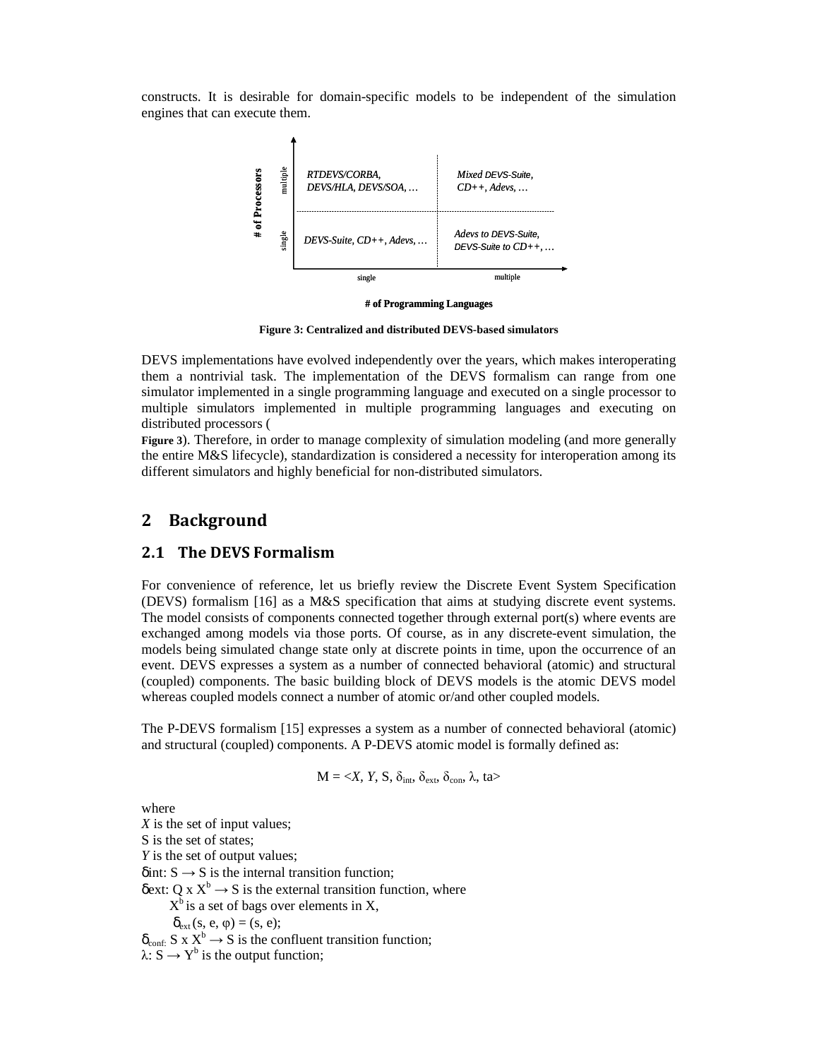constructs. It is desirable for domain-specific models to be independent of the simulation engines that can execute them.

| # of Processors \ # of Programming Languages | single | multiple |
|---|---|---|
| multiple | *RTDEVS/CORBA, DEVS/HLA, DEVS/SOA, …* | *Mixed DEVS-Suite, CD++, Adevs, …* |
| single | *DEVS-Suite, CD++, Adevs, …* | *Adevs to DEVS-Suite, DEVS-Suite to CD++, …* |

**Figure 3: Centralized and distributed DEVS-based simulators**

DEVS implementations have evolved independently over the years, which makes interoperating them a nontrivial task. The implementation of the DEVS formalism can range from one simulator implemented in a single programming language and executed on a single processor to multiple simulators implemented in multiple programming languages and executing on distributed processors (**Figure 3**). Therefore, in order to manage complexity of simulation modeling (and more generally the entire M&S lifecycle), standardization is considered a necessity for interoperation among its different simulators and highly beneficial for non-distributed simulators.

# 2 Background

## 2.1 The DEVS Formalism

For convenience of reference, let us briefly review the Discrete Event System Specification (DEVS) formalism [16] as a M&S specification that aims at studying discrete event systems. The model consists of components connected together through external port(s) where events are exchanged among models via those ports. Of course, as in any discrete-event simulation, the models being simulated change state only at discrete points in time, upon the occurrence of an event. DEVS expresses a system as a number of connected behavioral (atomic) and structural (coupled) components. The basic building block of DEVS models is the atomic DEVS model whereas coupled models connect a number of atomic or/and other coupled models.

The P-DEVS formalism [15] expresses a system as a number of connected behavioral (atomic) and structural (coupled) components. A P-DEVS atomic model is formally defined as:

$$M = \langle X, Y, S, \delta_{int}, \delta_{ext}, \delta_{con}, \lambda, ta \rangle$$

where

$X$ is the set of input values;
S is the set of states;
$Y$ is the set of output values;
$\delta_{int}: S \rightarrow S$ is the internal transition function;
$\delta_{ext}: Q \times X^b \rightarrow S$ is the external transition function, where
  $X^b$ is a set of bags over elements in X,
  $\delta_{ext}(s, e, \varphi) = (s, e)$;
$\delta_{conf}: S \times X^b \rightarrow S$ is the confluent transition function;
$\lambda: S \rightarrow Y^b$ is the output function;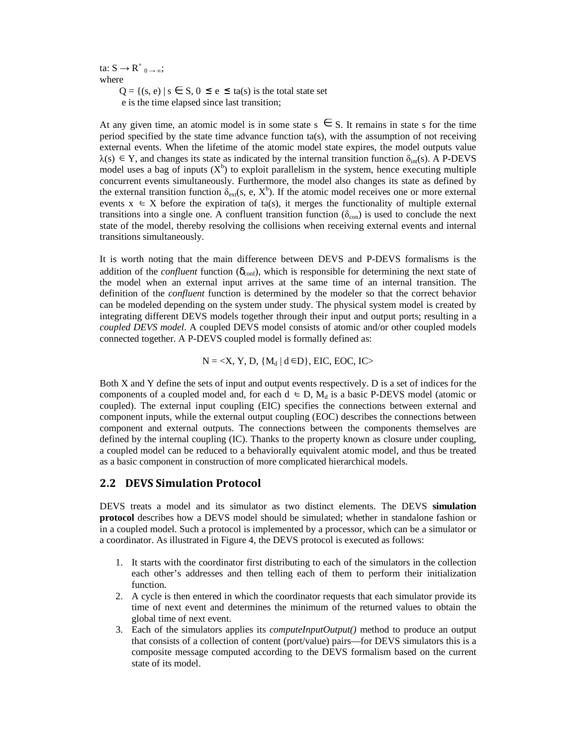ta: $S \rightarrow R^{+}_{0 \rightarrow \infty}$;
where
$Q = \{(s, e) \mid s \in S, 0 \leq e \leq ta(s)\}$ is the total state set
e is the time elapsed since last transition;

At any given time, an atomic model is in some state $s \in S$. It remains in state s for the time period specified by the state time advance function ta(s), with the assumption of not receiving external events. When the lifetime of the atomic model state expires, the model outputs value $\lambda(s) \in Y$, and changes its state as indicated by the internal transition function $\delta_{int}(s)$. A P-DEVS model uses a bag of inputs ($X^b$) to exploit parallelism in the system, hence executing multiple concurrent events simultaneously. Furthermore, the model also changes its state as defined by the external transition function $\delta_{ext}(s, e, X^b)$. If the atomic model receives one or more external events $x \in X$ before the expiration of ta(s), it merges the functionality of multiple external transitions into a single one. A confluent transition function ($\delta_{con}$) is used to conclude the next state of the model, thereby resolving the collisions when receiving external events and internal transitions simultaneously.

It is worth noting that the main difference between DEVS and P-DEVS formalisms is the addition of the *confluent* function ($\delta_{conf}$), which is responsible for determining the next state of the model when an external input arrives at the same time of an internal transition. The definition of the *confluent* function is determined by the modeler so that the correct behavior can be modeled depending on the system under study. The physical system model is created by integrating different DEVS models together through their input and output ports; resulting in a *coupled DEVS model*. A coupled DEVS model consists of atomic and/or other coupled models connected together. A P-DEVS coupled model is formally defined as:

$$N = \langle X, Y, D, \{M_d \mid d \in D\}, EIC, EOC, IC \rangle$$

Both X and Y define the sets of input and output events respectively. D is a set of indices for the components of a coupled model and, for each $d \in D$, $M_d$ is a basic P-DEVS model (atomic or coupled). The external input coupling (EIC) specifies the connections between external and component inputs, while the external output coupling (EOC) describes the connections between component and external outputs. The connections between the components themselves are defined by the internal coupling (IC). Thanks to the property known as closure under coupling, a coupled model can be reduced to a behaviorally equivalent atomic model, and thus be treated as a basic component in construction of more complicated hierarchical models.

## 2.2 DEVS Simulation Protocol

DEVS treats a model and its simulator as two distinct elements. The DEVS **simulation protocol** describes how a DEVS model should be simulated; whether in standalone fashion or in a coupled model. Such a protocol is implemented by a processor, which can be a simulator or a coordinator. As illustrated in Figure 4, the DEVS protocol is executed as follows:

1. It starts with the coordinator first distributing to each of the simulators in the collection each other's addresses and then telling each of them to perform their initialization function.
2. A cycle is then entered in which the coordinator requests that each simulator provide its time of next event and determines the minimum of the returned values to obtain the global time of next event.
3. Each of the simulators applies its *computeInputOutput()* method to produce an output that consists of a collection of content (port/value) pairs—for DEVS simulators this is a composite message computed according to the DEVS formalism based on the current state of its model.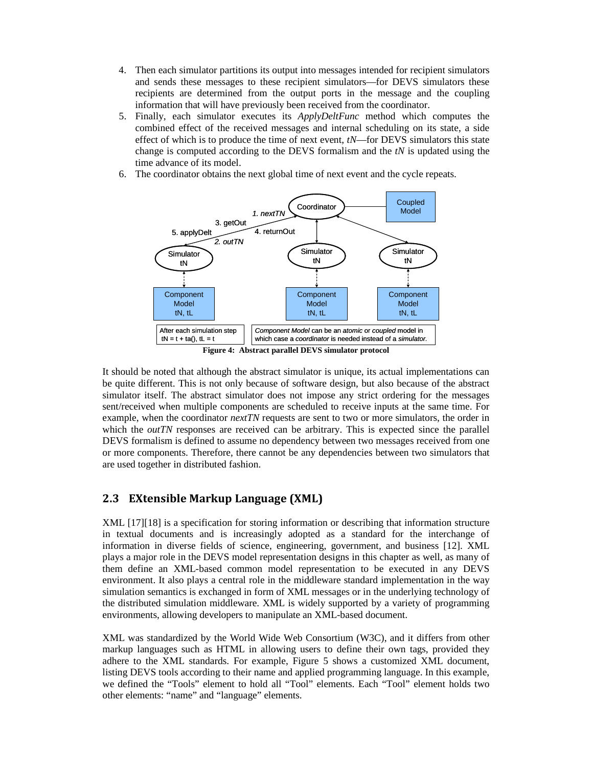4. Then each simulator partitions its output into messages intended for recipient simulators and sends these messages to these recipient simulators—for DEVS simulators these recipients are determined from the output ports in the message and the coupling information that will have previously been received from the coordinator.
5. Finally, each simulator executes its *ApplyDeltFunc* method which computes the combined effect of the received messages and internal scheduling on its state, a side effect of which is to produce the time of next event, *tN*—for DEVS simulators this state change is computed according to the DEVS formalism and the *tN* is updated using the time advance of its model.
6. The coordinator obtains the next global time of next event and the cycle repeats.

**Figure 4: Abstract parallel DEVS simulator protocol**

It should be noted that although the abstract simulator is unique, its actual implementations can be quite different. This is not only because of software design, but also because of the abstract simulator itself. The abstract simulator does not impose any strict ordering for the messages sent/received when multiple components are scheduled to receive inputs at the same time. For example, when the coordinator *nextTN* requests are sent to two or more simulators, the order in which the *outTN* responses are received can be arbitrary. This is expected since the parallel DEVS formalism is defined to assume no dependency between two messages received from one or more components. Therefore, there cannot be any dependencies between two simulators that are used together in distributed fashion.

## 2.3 EXtensible Markup Language (XML)

XML [17][18] is a specification for storing information or describing that information structure in textual documents and is increasingly adopted as a standard for the interchange of information in diverse fields of science, engineering, government, and business [12]. XML plays a major role in the DEVS model representation designs in this chapter as well, as many of them define an XML-based common model representation to be executed in any DEVS environment. It also plays a central role in the middleware standard implementation in the way simulation semantics is exchanged in form of XML messages or in the underlying technology of the distributed simulation middleware. XML is widely supported by a variety of programming environments, allowing developers to manipulate an XML-based document.

XML was standardized by the World Wide Web Consortium (W3C), and it differs from other markup languages such as HTML in allowing users to define their own tags, provided they adhere to the XML standards. For example, Figure 5 shows a customized XML document, listing DEVS tools according to their name and applied programming language. In this example, we defined the "Tools" element to hold all "Tool" elements. Each "Tool" element holds two other elements: "name" and "language" elements.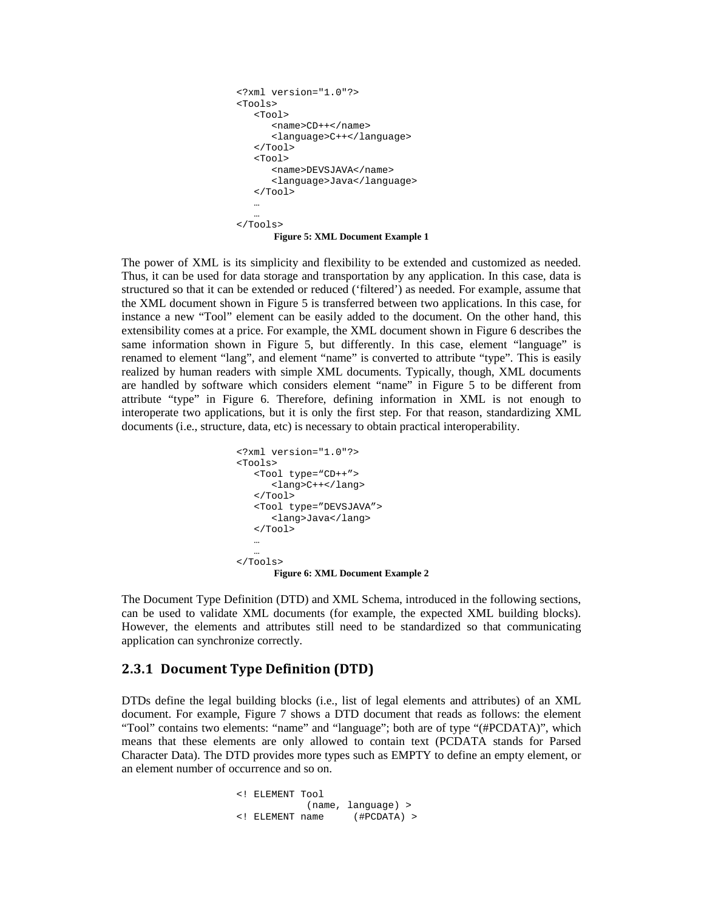```
<?xml version="1.0"?>
<Tools>
   <Tool>
      <name>CD++</name>
      <language>C++</language>
   </Tool>
   <Tool>
      <name>DEVSJAVA</name>
      <language>Java</language>
   </Tool>
   …
   …
</Tools>
```

**Figure 5: XML Document Example 1**

The power of XML is its simplicity and flexibility to be extended and customized as needed. Thus, it can be used for data storage and transportation by any application. In this case, data is structured so that it can be extended or reduced ('filtered') as needed. For example, assume that the XML document shown in Figure 5 is transferred between two applications. In this case, for instance a new "Tool" element can be easily added to the document. On the other hand, this extensibility comes at a price. For example, the XML document shown in Figure 6 describes the same information shown in Figure 5, but differently. In this case, element "language" is renamed to element "lang", and element "name" is converted to attribute "type". This is easily realized by human readers with simple XML documents. Typically, though, XML documents are handled by software which considers element "name" in Figure 5 to be different from attribute "type" in Figure 6. Therefore, defining information in XML is not enough to interoperate two applications, but it is only the first step. For that reason, standardizing XML documents (i.e., structure, data, etc) is necessary to obtain practical interoperability.

```
<?xml version="1.0"?>
<Tools>
   <Tool type="CD++">
      <lang>C++</lang>
   </Tool>
   <Tool type="DEVSJAVA">
      <lang>Java</lang>
   </Tool>
   …
   …
</Tools>
```

**Figure 6: XML Document Example 2**

The Document Type Definition (DTD) and XML Schema, introduced in the following sections, can be used to validate XML documents (for example, the expected XML building blocks). However, the elements and attributes still need to be standardized so that communicating application can synchronize correctly.

### 2.3.1 Document Type Definition (DTD)

DTDs define the legal building blocks (i.e., list of legal elements and attributes) of an XML document. For example, Figure 7 shows a DTD document that reads as follows: the element "Tool" contains two elements: "name" and "language"; both are of type "(#PCDATA)", which means that these elements are only allowed to contain text (PCDATA stands for Parsed Character Data). The DTD provides more types such as EMPTY to define an empty element, or an element number of occurrence and so on.

```
<! ELEMENT Tool
            (name, language) >
<! ELEMENT name     (#PCDATA) >
```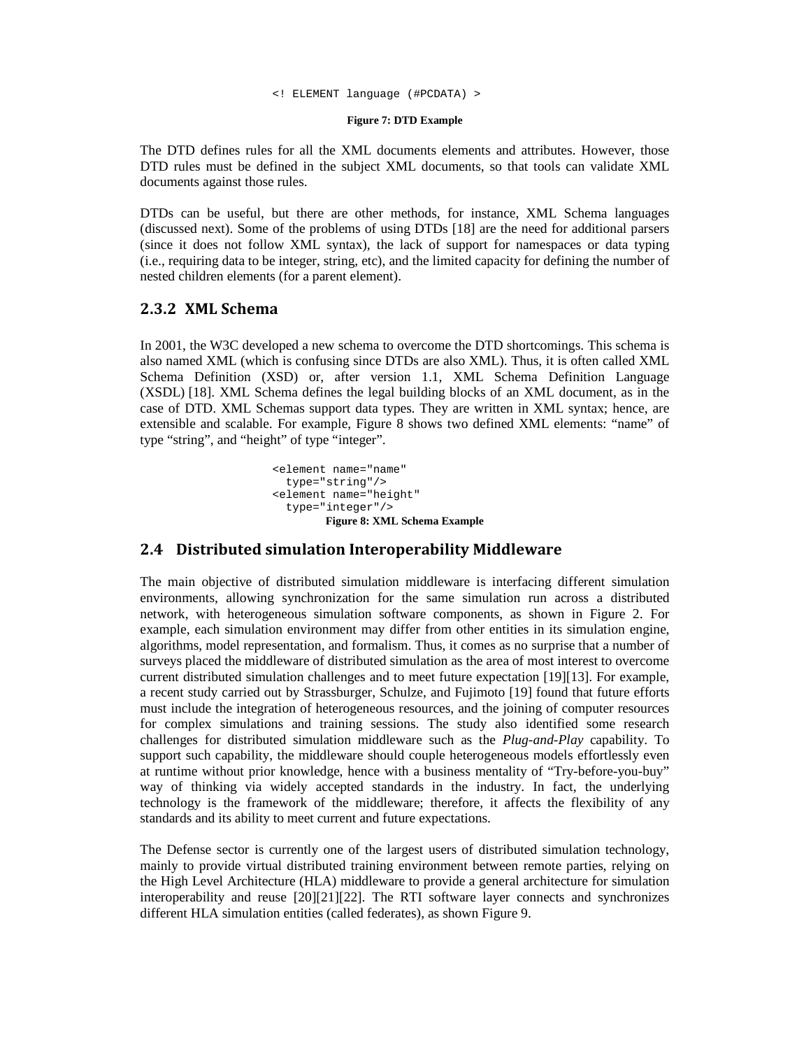```
<! ELEMENT language (#PCDATA) >
```

**Figure 7: DTD Example**

The DTD defines rules for all the XML documents elements and attributes. However, those DTD rules must be defined in the subject XML documents, so that tools can validate XML documents against those rules.

DTDs can be useful, but there are other methods, for instance, XML Schema languages (discussed next). Some of the problems of using DTDs [18] are the need for additional parsers (since it does not follow XML syntax), the lack of support for namespaces or data typing (i.e., requiring data to be integer, string, etc), and the limited capacity for defining the number of nested children elements (for a parent element).

### 2.3.2 XML Schema

In 2001, the W3C developed a new schema to overcome the DTD shortcomings. This schema is also named XML (which is confusing since DTDs are also XML). Thus, it is often called XML Schema Definition (XSD) or, after version 1.1, XML Schema Definition Language (XSDL) [18]. XML Schema defines the legal building blocks of an XML document, as in the case of DTD. XML Schemas support data types. They are written in XML syntax; hence, are extensible and scalable. For example, Figure 8 shows two defined XML elements: "name" of type "string", and "height" of type "integer".

```
<element name="name"
  type="string"/>
<element name="height"
  type="integer"/>
```

**Figure 8: XML Schema Example**

## 2.4 Distributed simulation Interoperability Middleware

The main objective of distributed simulation middleware is interfacing different simulation environments, allowing synchronization for the same simulation run across a distributed network, with heterogeneous simulation software components, as shown in Figure 2. For example, each simulation environment may differ from other entities in its simulation engine, algorithms, model representation, and formalism. Thus, it comes as no surprise that a number of surveys placed the middleware of distributed simulation as the area of most interest to overcome current distributed simulation challenges and to meet future expectation [19][13]. For example, a recent study carried out by Strassburger, Schulze, and Fujimoto [19] found that future efforts must include the integration of heterogeneous resources, and the joining of computer resources for complex simulations and training sessions. The study also identified some research challenges for distributed simulation middleware such as the *Plug-and-Play* capability. To support such capability, the middleware should couple heterogeneous models effortlessly even at runtime without prior knowledge, hence with a business mentality of "Try-before-you-buy" way of thinking via widely accepted standards in the industry. In fact, the underlying technology is the framework of the middleware; therefore, it affects the flexibility of any standards and its ability to meet current and future expectations.

The Defense sector is currently one of the largest users of distributed simulation technology, mainly to provide virtual distributed training environment between remote parties, relying on the High Level Architecture (HLA) middleware to provide a general architecture for simulation interoperability and reuse [20][21][22]. The RTI software layer connects and synchronizes different HLA simulation entities (called federates), as shown Figure 9.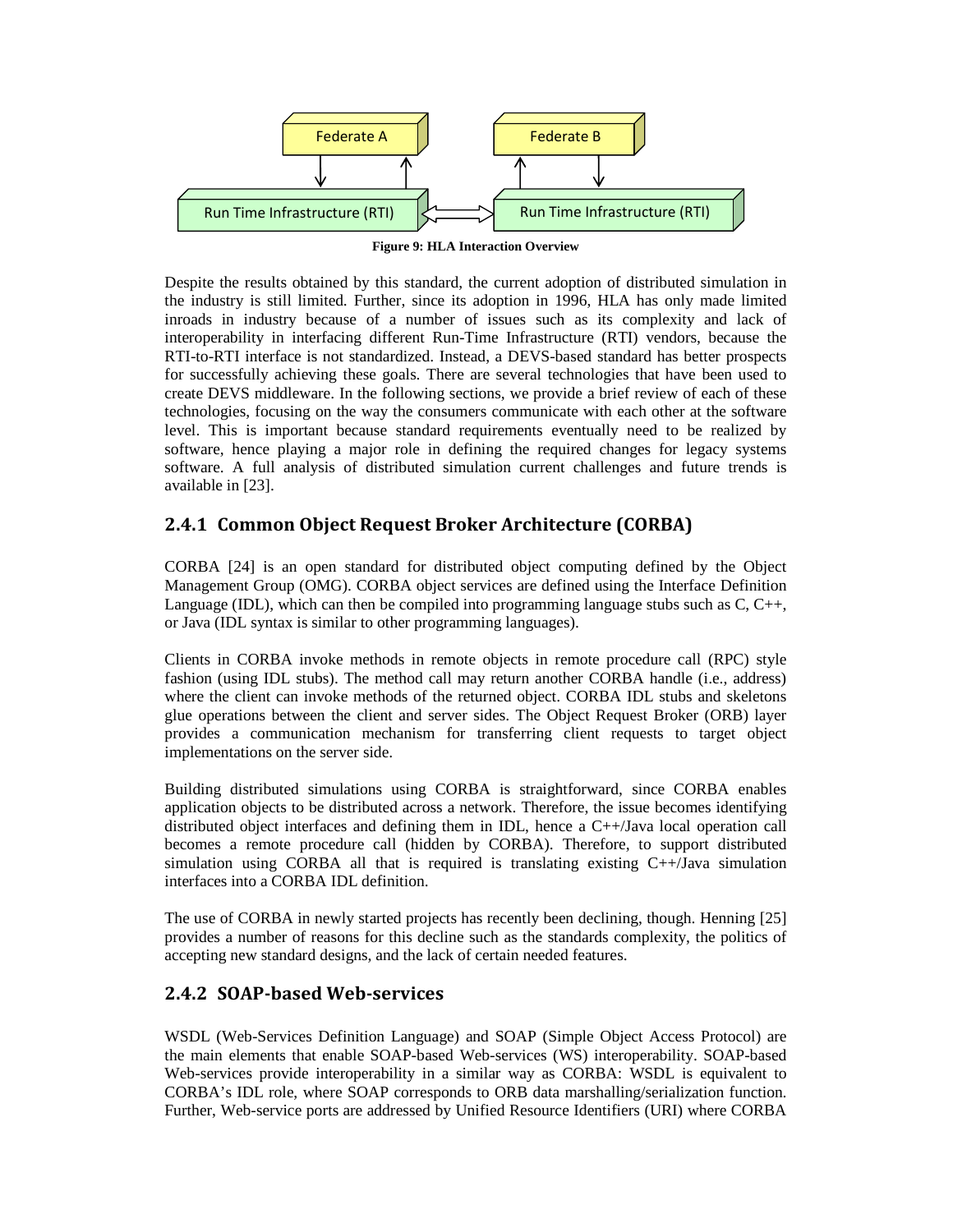Figure 9: HLA Interaction Overview

Despite the results obtained by this standard, the current adoption of distributed simulation in the industry is still limited. Further, since its adoption in 1996, HLA has only made limited inroads in industry because of a number of issues such as its complexity and lack of interoperability in interfacing different Run-Time Infrastructure (RTI) vendors, because the RTI-to-RTI interface is not standardized. Instead, a DEVS-based standard has better prospects for successfully achieving these goals. There are several technologies that have been used to create DEVS middleware. In the following sections, we provide a brief review of each of these technologies, focusing on the way the consumers communicate with each other at the software level. This is important because standard requirements eventually need to be realized by software, hence playing a major role in defining the required changes for legacy systems software. A full analysis of distributed simulation current challenges and future trends is available in [23].

### 2.4.1 Common Object Request Broker Architecture (CORBA)

CORBA [24] is an open standard for distributed object computing defined by the Object Management Group (OMG). CORBA object services are defined using the Interface Definition Language (IDL), which can then be compiled into programming language stubs such as C, C++, or Java (IDL syntax is similar to other programming languages).

Clients in CORBA invoke methods in remote objects in remote procedure call (RPC) style fashion (using IDL stubs). The method call may return another CORBA handle (i.e., address) where the client can invoke methods of the returned object. CORBA IDL stubs and skeletons glue operations between the client and server sides. The Object Request Broker (ORB) layer provides a communication mechanism for transferring client requests to target object implementations on the server side.

Building distributed simulations using CORBA is straightforward, since CORBA enables application objects to be distributed across a network. Therefore, the issue becomes identifying distributed object interfaces and defining them in IDL, hence a C++/Java local operation call becomes a remote procedure call (hidden by CORBA). Therefore, to support distributed simulation using CORBA all that is required is translating existing C++/Java simulation interfaces into a CORBA IDL definition.

The use of CORBA in newly started projects has recently been declining, though. Henning [25] provides a number of reasons for this decline such as the standards complexity, the politics of accepting new standard designs, and the lack of certain needed features.

### 2.4.2 SOAP-based Web-services

WSDL (Web-Services Definition Language) and SOAP (Simple Object Access Protocol) are the main elements that enable SOAP-based Web-services (WS) interoperability. SOAP-based Web-services provide interoperability in a similar way as CORBA: WSDL is equivalent to CORBA's IDL role, where SOAP corresponds to ORB data marshalling/serialization function. Further, Web-service ports are addressed by Unified Resource Identifiers (URI) where CORBA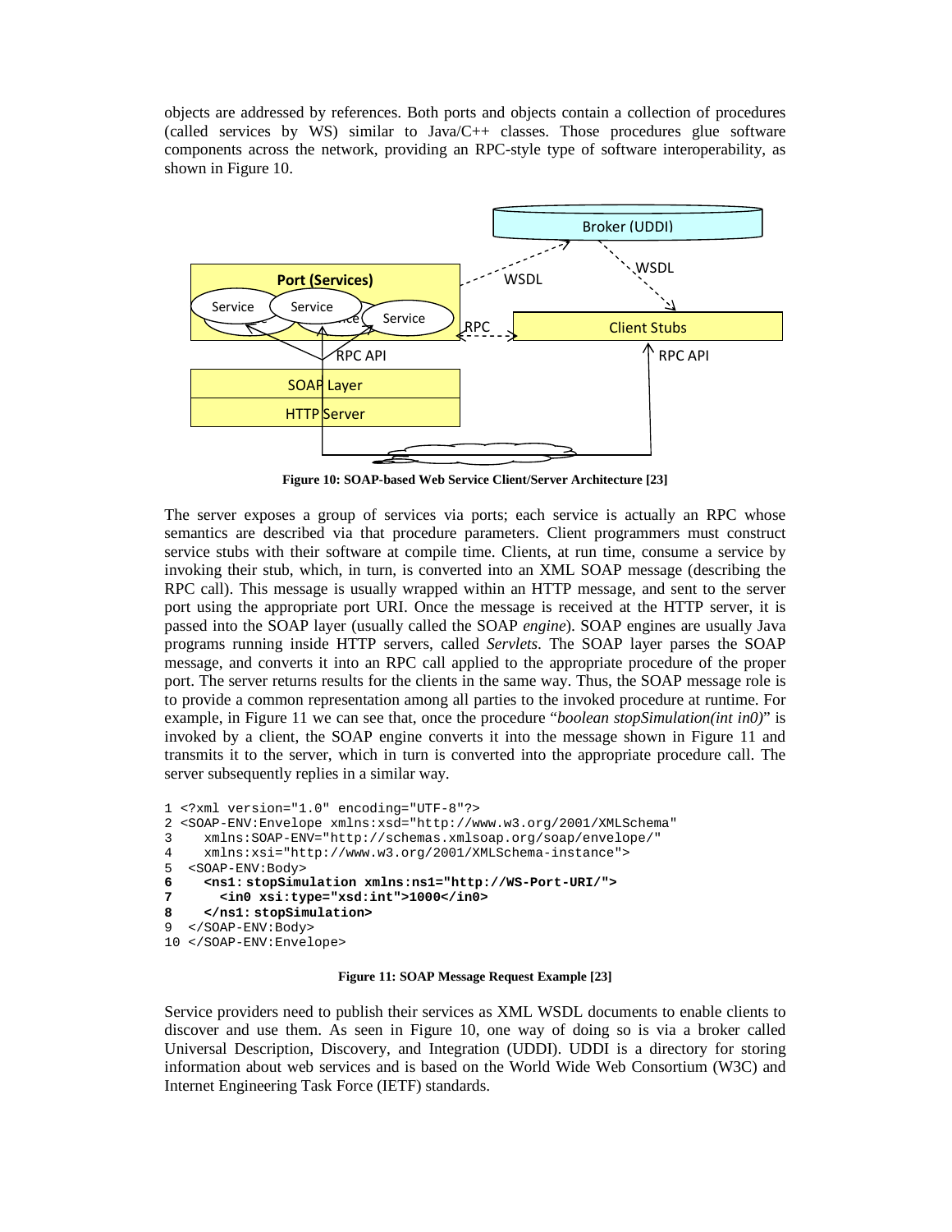objects are addressed by references. Both ports and objects contain a collection of procedures (called services by WS) similar to Java/C++ classes. Those procedures glue software components across the network, providing an RPC-style type of software interoperability, as shown in Figure 10.

**Figure 10: SOAP-based Web Service Client/Server Architecture [23]**

The server exposes a group of services via ports; each service is actually an RPC whose semantics are described via that procedure parameters. Client programmers must construct service stubs with their software at compile time. Clients, at run time, consume a service by invoking their stub, which, in turn, is converted into an XML SOAP message (describing the RPC call). This message is usually wrapped within an HTTP message, and sent to the server port using the appropriate port URI. Once the message is received at the HTTP server, it is passed into the SOAP layer (usually called the SOAP *engine*). SOAP engines are usually Java programs running inside HTTP servers, called *Servlets*. The SOAP layer parses the SOAP message, and converts it into an RPC call applied to the appropriate procedure of the proper port. The server returns results for the clients in the same way. Thus, the SOAP message role is to provide a common representation among all parties to the invoked procedure at runtime. For example, in Figure 11 we can see that, once the procedure "*boolean stopSimulation(int in0)*" is invoked by a client, the SOAP engine converts it into the message shown in Figure 11 and transmits it to the server, which in turn is converted into the appropriate procedure call. The server subsequently replies in a similar way.

```
1 <?xml version="1.0" encoding="UTF-8"?>
2 <SOAP-ENV:Envelope xmlns:xsd="http://www.w3.org/2001/XMLSchema"
3    xmlns:SOAP-ENV="http://schemas.xmlsoap.org/soap/envelope/"
4    xmlns:xsi="http://www.w3.org/2001/XMLSchema-instance">
5  <SOAP-ENV:Body>
6    <ns1: stopSimulation xmlns:ns1="http://WS-Port-URI/">
7      <in0 xsi:type="xsd:int">1000</in0>
8    </ns1: stopSimulation>
9  </SOAP-ENV:Body>
10 </SOAP-ENV:Envelope>
```

**Figure 11: SOAP Message Request Example [23]**

Service providers need to publish their services as XML WSDL documents to enable clients to discover and use them. As seen in Figure 10, one way of doing so is via a broker called Universal Description, Discovery, and Integration (UDDI). UDDI is a directory for storing information about web services and is based on the World Wide Web Consortium (W3C) and Internet Engineering Task Force (IETF) standards.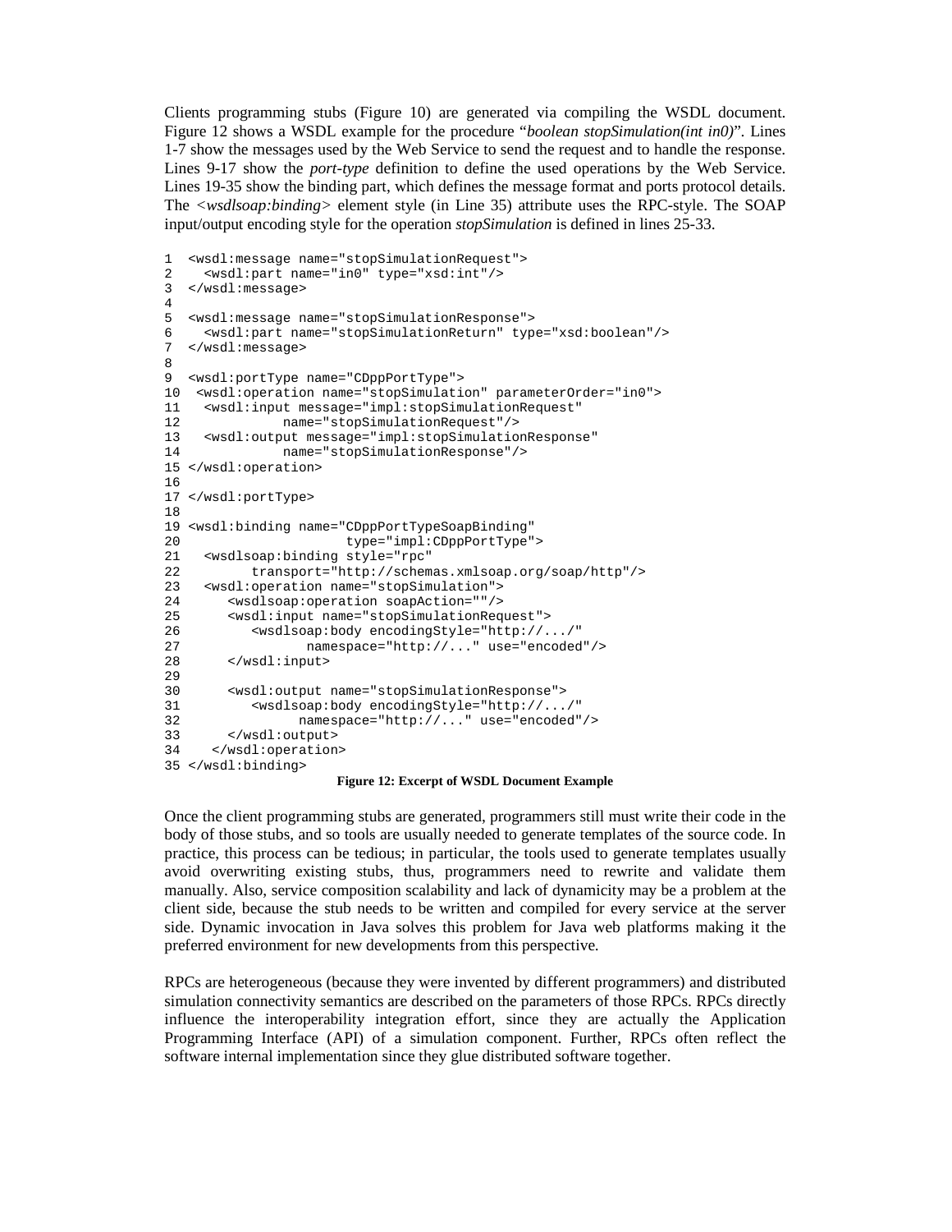Clients programming stubs (Figure 10) are generated via compiling the WSDL document. Figure 12 shows a WSDL example for the procedure "*boolean stopSimulation(int in0)*". Lines 1-7 show the messages used by the Web Service to send the request and to handle the response. Lines 9-17 show the *port-type* definition to define the used operations by the Web Service. Lines 19-35 show the binding part, which defines the message format and ports protocol details. The <*wsdlsoap:binding*> element style (in Line 35) attribute uses the RPC-style. The SOAP input/output encoding style for the operation *stopSimulation* is defined in lines 25-33.

```
1  <wsdl:message name="stopSimulationRequest">
2    <wsdl:part name="in0" type="xsd:int"/>
3  </wsdl:message>
4
5  <wsdl:message name="stopSimulationResponse">
6    <wsdl:part name="stopSimulationReturn" type="xsd:boolean"/>
7  </wsdl:message>
8
9  <wsdl:portType name="CDppPortType">
10  <wsdl:operation name="stopSimulation" parameterOrder="in0">
11   <wsdl:input message="impl:stopSimulationRequest"
12            name="stopSimulationRequest"/>
13   <wsdl:output message="impl:stopSimulationResponse"
14            name="stopSimulationResponse"/>
15 </wsdl:operation>
16
17 </wsdl:portType>
18
19 <wsdl:binding name="CDppPortTypeSoapBinding"
20                    type="impl:CDppPortType">
21   <wsdlsoap:binding style="rpc"
22         transport="http://schemas.xmlsoap.org/soap/http"/>
23   <wsdl:operation name="stopSimulation">
24      <wsdlsoap:operation soapAction=""/>
25      <wsdl:input name="stopSimulationRequest">
26         <wsdlsoap:body encodingStyle="http://.../"
27               namespace="http://..." use="encoded"/>
28      </wsdl:input>
29
30      <wsdl:output name="stopSimulationResponse">
31         <wsdlsoap:body encodingStyle="http://.../"
32              namespace="http://..." use="encoded"/>
33      </wsdl:output>
34    </wsdl:operation>
35 </wsdl:binding>
```

**Figure 12: Excerpt of WSDL Document Example**

Once the client programming stubs are generated, programmers still must write their code in the body of those stubs, and so tools are usually needed to generate templates of the source code. In practice, this process can be tedious; in particular, the tools used to generate templates usually avoid overwriting existing stubs, thus, programmers need to rewrite and validate them manually. Also, service composition scalability and lack of dynamicity may be a problem at the client side, because the stub needs to be written and compiled for every service at the server side. Dynamic invocation in Java solves this problem for Java web platforms making it the preferred environment for new developments from this perspective.

RPCs are heterogeneous (because they were invented by different programmers) and distributed simulation connectivity semantics are described on the parameters of those RPCs. RPCs directly influence the interoperability integration effort, since they are actually the Application Programming Interface (API) of a simulation component. Further, RPCs often reflect the software internal implementation since they glue distributed software together.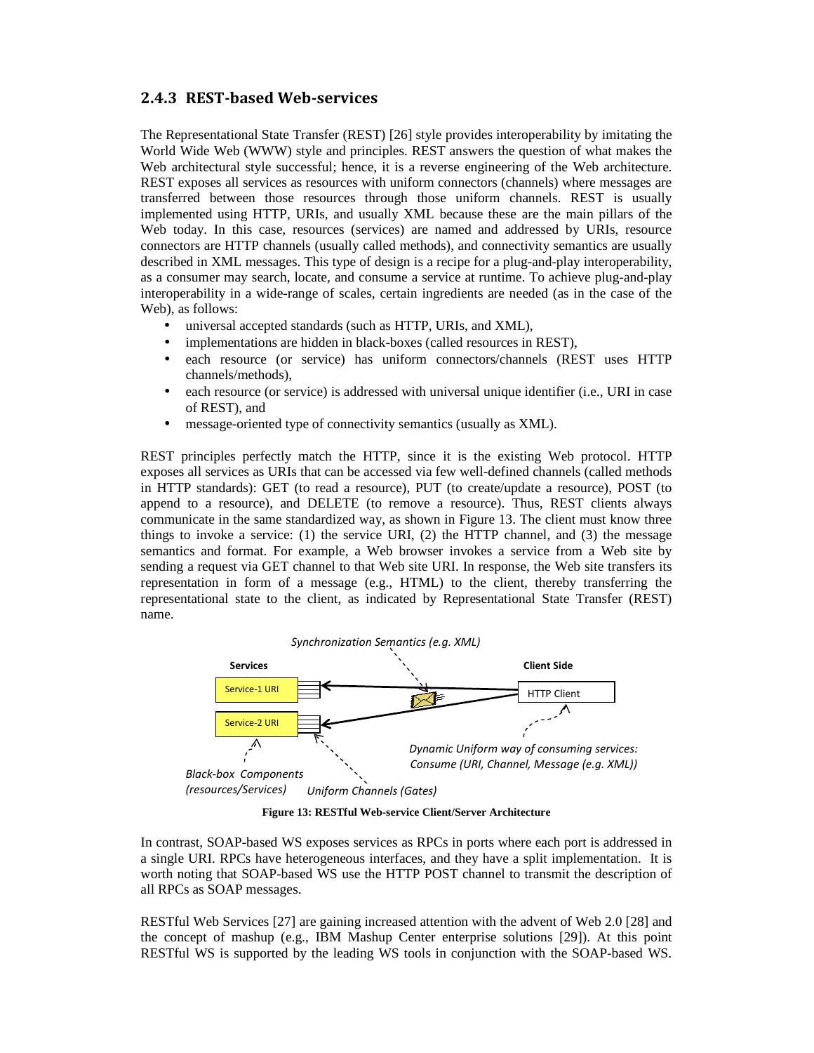### 2.4.3 REST-based Web-services

The Representational State Transfer (REST) [26] style provides interoperability by imitating the World Wide Web (WWW) style and principles. REST answers the question of what makes the Web architectural style successful; hence, it is a reverse engineering of the Web architecture. REST exposes all services as resources with uniform connectors (channels) where messages are transferred between those resources through those uniform channels. REST is usually implemented using HTTP, URIs, and usually XML because these are the main pillars of the Web today. In this case, resources (services) are named and addressed by URIs, resource connectors are HTTP channels (usually called methods), and connectivity semantics are usually described in XML messages. This type of design is a recipe for a plug-and-play interoperability, as a consumer may search, locate, and consume a service at runtime. To achieve plug-and-play interoperability in a wide-range of scales, certain ingredients are needed (as in the case of the Web), as follows:

- universal accepted standards (such as HTTP, URIs, and XML),
- implementations are hidden in black-boxes (called resources in REST),
- each resource (or service) has uniform connectors/channels (REST uses HTTP channels/methods),
- each resource (or service) is addressed with universal unique identifier (i.e., URI in case of REST), and
- message-oriented type of connectivity semantics (usually as XML).

REST principles perfectly match the HTTP, since it is the existing Web protocol. HTTP exposes all services as URIs that can be accessed via few well-defined channels (called methods in HTTP standards): GET (to read a resource), PUT (to create/update a resource), POST (to append to a resource), and DELETE (to remove a resource). Thus, REST clients always communicate in the same standardized way, as shown in Figure 13. The client must know three things to invoke a service: (1) the service URI, (2) the HTTP channel, and (3) the message semantics and format. For example, a Web browser invokes a service from a Web site by sending a request via GET channel to that Web site URI. In response, the Web site transfers its representation in form of a message (e.g., HTML) to the client, thereby transferring the representational state to the client, as indicated by Representational State Transfer (REST) name.

*Synchronization Semantics (e.g. XML)*

**Services** — Service-1 URI, Service-2 URI

**Client Side** — HTTP Client

*Dynamic Uniform way of consuming services: Consume (URI, Channel, Message (e.g. XML))*

*Black-box Components (resources/Services)*

*Uniform Channels (Gates)*

**Figure 13: RESTful Web-service Client/Server Architecture**

In contrast, SOAP-based WS exposes services as RPCs in ports where each port is addressed in a single URI. RPCs have heterogeneous interfaces, and they have a split implementation. It is worth noting that SOAP-based WS use the HTTP POST channel to transmit the description of all RPCs as SOAP messages.

RESTful Web Services [27] are gaining increased attention with the advent of Web 2.0 [28] and the concept of mashup (e.g., IBM Mashup Center enterprise solutions [29]). At this point RESTful WS is supported by the leading WS tools in conjunction with the SOAP-based WS.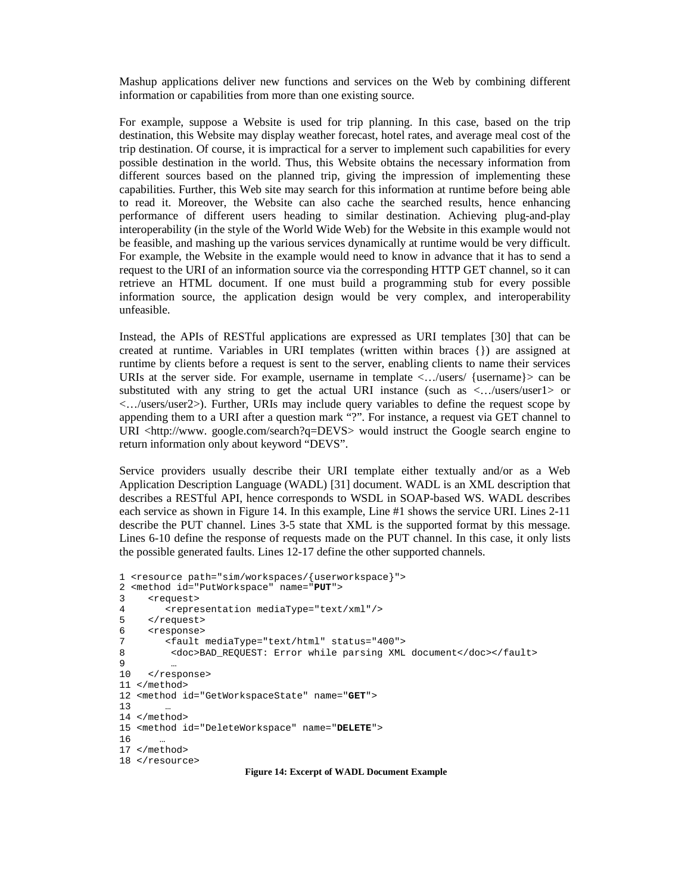Mashup applications deliver new functions and services on the Web by combining different information or capabilities from more than one existing source.

For example, suppose a Website is used for trip planning. In this case, based on the trip destination, this Website may display weather forecast, hotel rates, and average meal cost of the trip destination. Of course, it is impractical for a server to implement such capabilities for every possible destination in the world. Thus, this Website obtains the necessary information from different sources based on the planned trip, giving the impression of implementing these capabilities. Further, this Web site may search for this information at runtime before being able to read it. Moreover, the Website can also cache the searched results, hence enhancing performance of different users heading to similar destination. Achieving plug-and-play interoperability (in the style of the World Wide Web) for the Website in this example would not be feasible, and mashing up the various services dynamically at runtime would be very difficult. For example, the Website in the example would need to know in advance that it has to send a request to the URI of an information source via the corresponding HTTP GET channel, so it can retrieve an HTML document. If one must build a programming stub for every possible information source, the application design would be very complex, and interoperability unfeasible.

Instead, the APIs of RESTful applications are expressed as URI templates [30] that can be created at runtime. Variables in URI templates (written within braces {}) are assigned at runtime by clients before a request is sent to the server, enabling clients to name their services URIs at the server side. For example, username in template <…/users/ {username}> can be substituted with any string to get the actual URI instance (such as <…/users/user1> or <…/users/user2>). Further, URIs may include query variables to define the request scope by appending them to a URI after a question mark "?". For instance, a request via GET channel to URI <http://www. google.com/search?q=DEVS> would instruct the Google search engine to return information only about keyword "DEVS".

Service providers usually describe their URI template either textually and/or as a Web Application Description Language (WADL) [31] document. WADL is an XML description that describes a RESTful API, hence corresponds to WSDL in SOAP-based WS. WADL describes each service as shown in Figure 14. In this example, Line #1 shows the service URI. Lines 2-11 describe the PUT channel. Lines 3-5 state that XML is the supported format by this message. Lines 6-10 define the response of requests made on the PUT channel. In this case, it only lists the possible generated faults. Lines 12-17 define the other supported channels.

```
1 <resource path="sim/workspaces/{userworkspace}">
2 <method id="PutWorkspace" name="PUT">
3    <request>
4       <representation mediaType="text/xml"/>
5    </request>
6    <response>
7       <fault mediaType="text/html" status="400">
8        <doc>BAD_REQUEST: Error while parsing XML document</doc></fault>
9        …
10   </response>
11 </method>
12 <method id="GetWorkspaceState" name="GET">
13      …
14 </method>
15 <method id="DeleteWorkspace" name="DELETE">
16     …
17 </method>
18 </resource>
```

**Figure 14: Excerpt of WADL Document Example**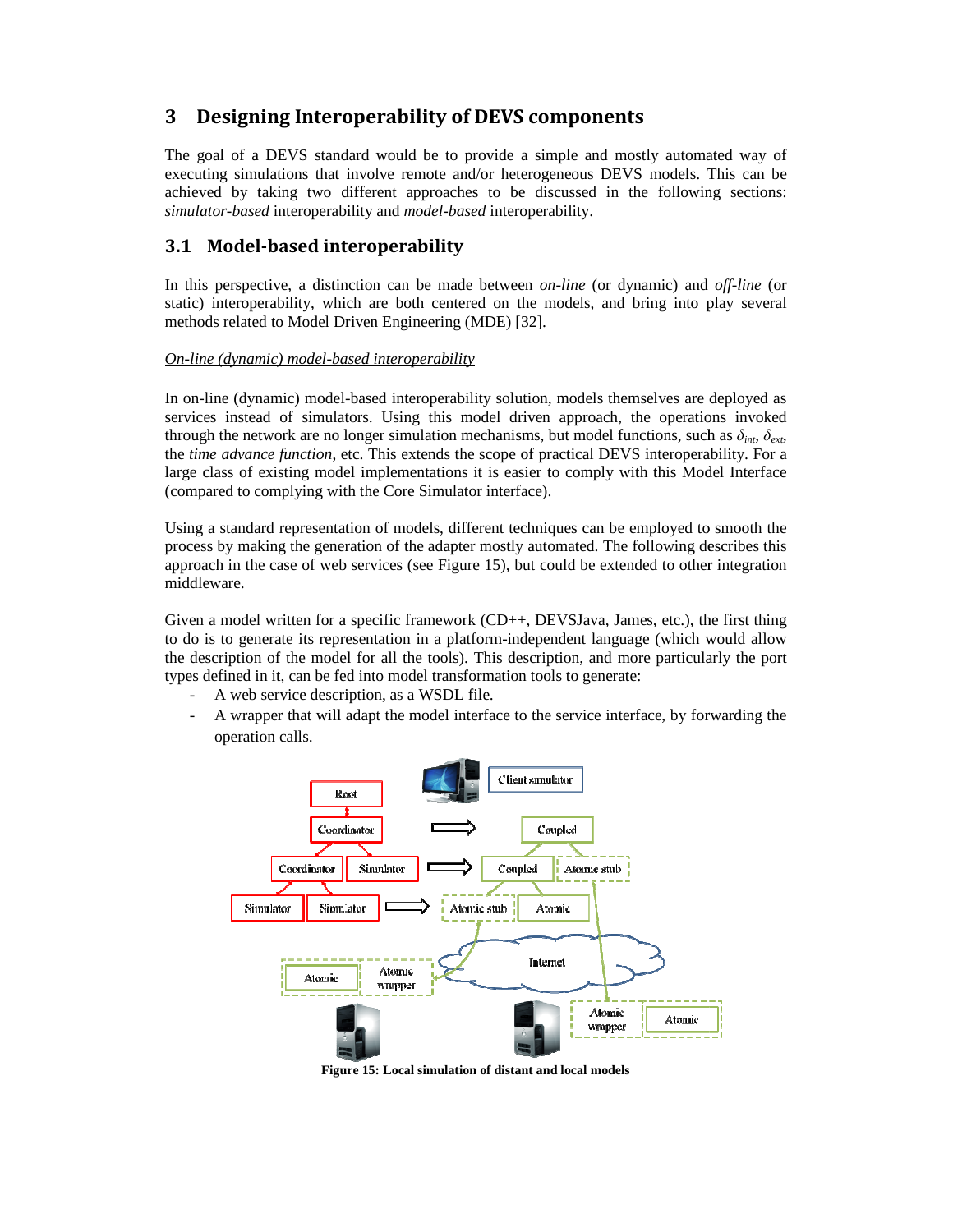## 3 Designing Interoperability of DEVS components

The goal of a DEVS standard would be to provide a simple and mostly automated way of executing simulations that involve remote and/or heterogeneous DEVS models. This can be achieved by taking two different approaches to be discussed in the following sections: *simulator-based* interoperability and *model-based* interoperability.

### 3.1 Model-based interoperability

In this perspective, a distinction can be made between *on-line* (or dynamic) and *off-line* (or static) interoperability, which are both centered on the models, and bring into play several methods related to Model Driven Engineering (MDE) [32].

*On-line (dynamic) model-based interoperability*

In on-line (dynamic) model-based interoperability solution, models themselves are deployed as services instead of simulators. Using this model driven approach, the operations invoked through the network are no longer simulation mechanisms, but model functions, such as $\delta_{int}$, $\delta_{ext}$, the *time advance function*, etc. This extends the scope of practical DEVS interoperability. For a large class of existing model implementations it is easier to comply with this Model Interface (compared to complying with the Core Simulator interface).

Using a standard representation of models, different techniques can be employed to smooth the process by making the generation of the adapter mostly automated. The following describes this approach in the case of web services (see Figure 15), but could be extended to other integration middleware.

Given a model written for a specific framework (CD++, DEVSJava, James, etc.), the first thing to do is to generate its representation in a platform-independent language (which would allow the description of the model for all the tools). This description, and more particularly the port types defined in it, can be fed into model transformation tools to generate:

- A web service description, as a WSDL file.
- A wrapper that will adapt the model interface to the service interface, by forwarding the operation calls.

**Figure 15: Local simulation of distant and local models**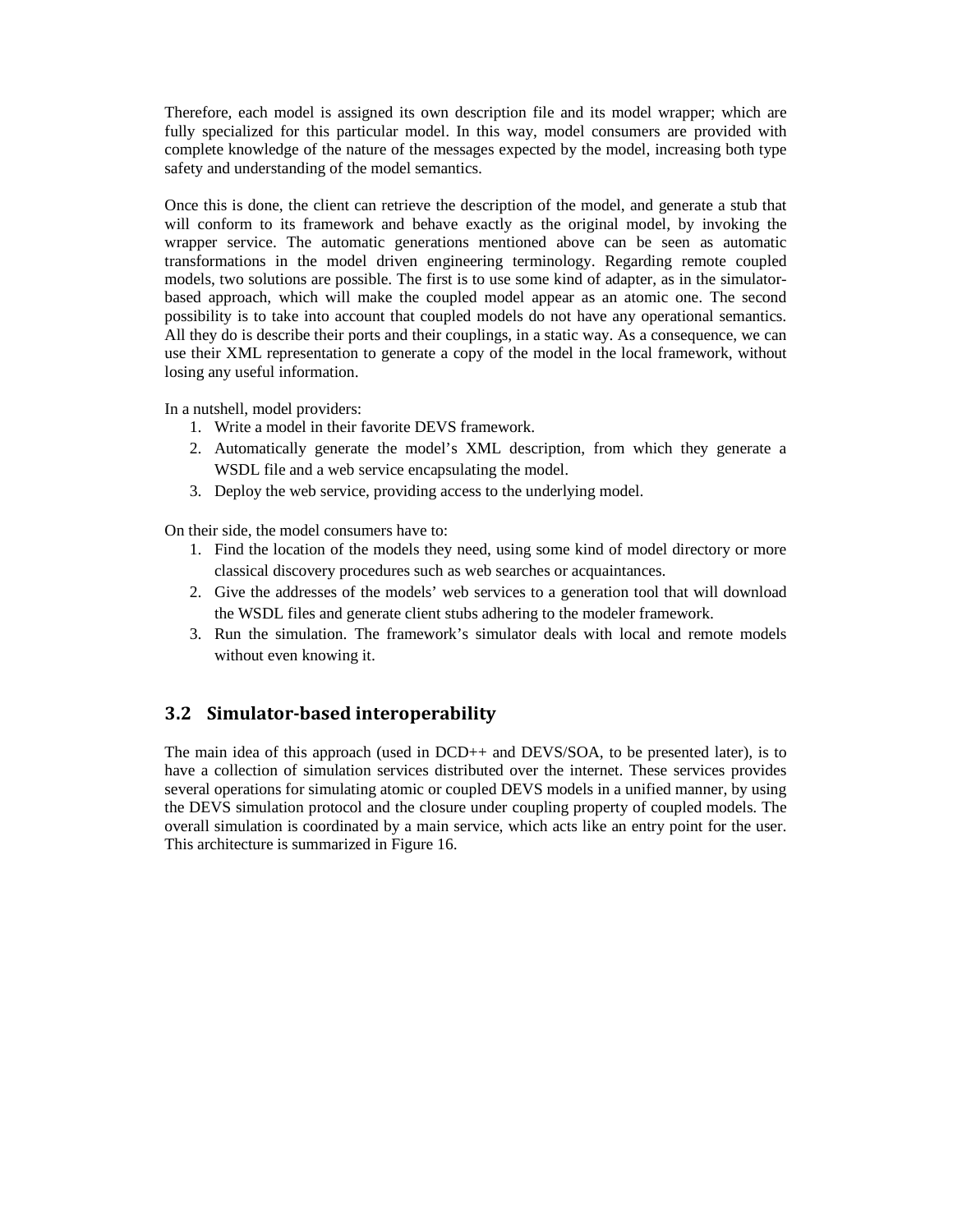Therefore, each model is assigned its own description file and its model wrapper; which are fully specialized for this particular model. In this way, model consumers are provided with complete knowledge of the nature of the messages expected by the model, increasing both type safety and understanding of the model semantics.

Once this is done, the client can retrieve the description of the model, and generate a stub that will conform to its framework and behave exactly as the original model, by invoking the wrapper service. The automatic generations mentioned above can be seen as automatic transformations in the model driven engineering terminology. Regarding remote coupled models, two solutions are possible. The first is to use some kind of adapter, as in the simulator-based approach, which will make the coupled model appear as an atomic one. The second possibility is to take into account that coupled models do not have any operational semantics. All they do is describe their ports and their couplings, in a static way. As a consequence, we can use their XML representation to generate a copy of the model in the local framework, without losing any useful information.

In a nutshell, model providers:

1. Write a model in their favorite DEVS framework.
2. Automatically generate the model's XML description, from which they generate a WSDL file and a web service encapsulating the model.
3. Deploy the web service, providing access to the underlying model.

On their side, the model consumers have to:

1. Find the location of the models they need, using some kind of model directory or more classical discovery procedures such as web searches or acquaintances.
2. Give the addresses of the models' web services to a generation tool that will download the WSDL files and generate client stubs adhering to the modeler framework.
3. Run the simulation. The framework's simulator deals with local and remote models without even knowing it.

## 3.2 Simulator-based interoperability

The main idea of this approach (used in DCD++ and DEVS/SOA, to be presented later), is to have a collection of simulation services distributed over the internet. These services provides several operations for simulating atomic or coupled DEVS models in a unified manner, by using the DEVS simulation protocol and the closure under coupling property of coupled models. The overall simulation is coordinated by a main service, which acts like an entry point for the user. This architecture is summarized in Figure 16.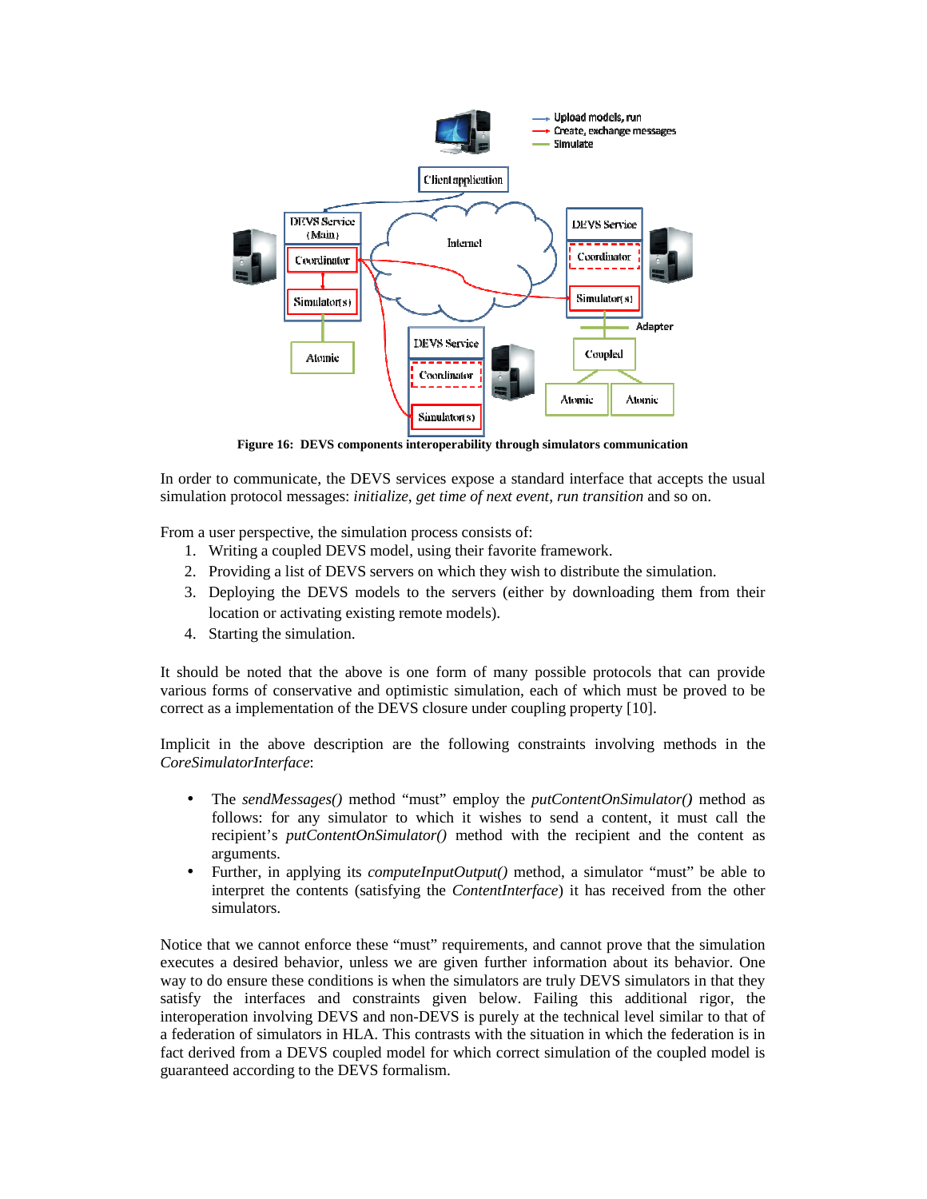**Figure 16: DEVS components interoperability through simulators communication**

In order to communicate, the DEVS services expose a standard interface that accepts the usual simulation protocol messages: *initialize*, *get time of next event*, *run transition* and so on.

From a user perspective, the simulation process consists of:

1. Writing a coupled DEVS model, using their favorite framework.
2. Providing a list of DEVS servers on which they wish to distribute the simulation.
3. Deploying the DEVS models to the servers (either by downloading them from their location or activating existing remote models).
4. Starting the simulation.

It should be noted that the above is one form of many possible protocols that can provide various forms of conservative and optimistic simulation, each of which must be proved to be correct as a implementation of the DEVS closure under coupling property [10].

Implicit in the above description are the following constraints involving methods in the *CoreSimulatorInterface*:

- The *sendMessages()* method "must" employ the *putContentOnSimulator()* method as follows: for any simulator to which it wishes to send a content, it must call the recipient's *putContentOnSimulator()* method with the recipient and the content as arguments.
- Further, in applying its *computeInputOutput()* method, a simulator "must" be able to interpret the contents (satisfying the *ContentInterface*) it has received from the other simulators.

Notice that we cannot enforce these "must" requirements, and cannot prove that the simulation executes a desired behavior, unless we are given further information about its behavior. One way to do ensure these conditions is when the simulators are truly DEVS simulators in that they satisfy the interfaces and constraints given below. Failing this additional rigor, the interoperation involving DEVS and non-DEVS is purely at the technical level similar to that of a federation of simulators in HLA. This contrasts with the situation in which the federation is in fact derived from a DEVS coupled model for which correct simulation of the coupled model is guaranteed according to the DEVS formalism.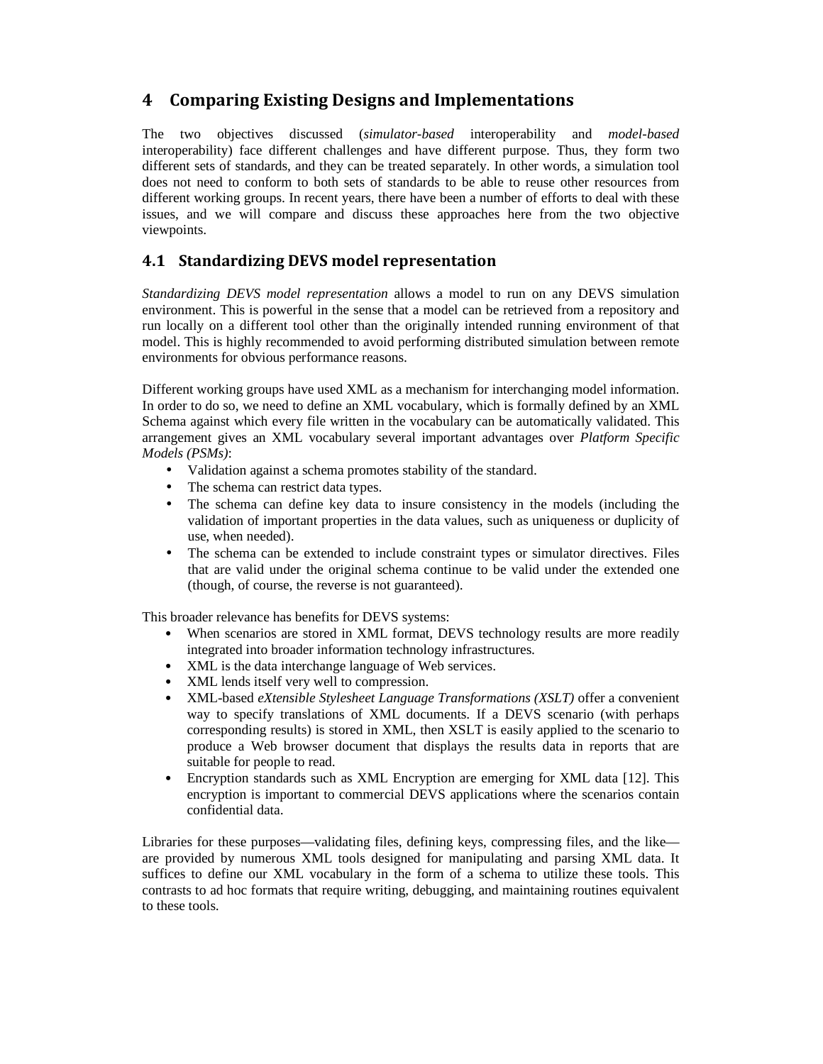# 4 Comparing Existing Designs and Implementations

The two objectives discussed (*simulator-based* interoperability and *model-based* interoperability) face different challenges and have different purpose. Thus, they form two different sets of standards, and they can be treated separately. In other words, a simulation tool does not need to conform to both sets of standards to be able to reuse other resources from different working groups. In recent years, there have been a number of efforts to deal with these issues, and we will compare and discuss these approaches here from the two objective viewpoints.

## 4.1 Standardizing DEVS model representation

*Standardizing DEVS model representation* allows a model to run on any DEVS simulation environment. This is powerful in the sense that a model can be retrieved from a repository and run locally on a different tool other than the originally intended running environment of that model. This is highly recommended to avoid performing distributed simulation between remote environments for obvious performance reasons.

Different working groups have used XML as a mechanism for interchanging model information. In order to do so, we need to define an XML vocabulary, which is formally defined by an XML Schema against which every file written in the vocabulary can be automatically validated. This arrangement gives an XML vocabulary several important advantages over *Platform Specific Models (PSMs)*:

- Validation against a schema promotes stability of the standard.
- The schema can restrict data types.
- The schema can define key data to insure consistency in the models (including the validation of important properties in the data values, such as uniqueness or duplicity of use, when needed).
- The schema can be extended to include constraint types or simulator directives. Files that are valid under the original schema continue to be valid under the extended one (though, of course, the reverse is not guaranteed).

This broader relevance has benefits for DEVS systems:

- When scenarios are stored in XML format, DEVS technology results are more readily integrated into broader information technology infrastructures.
- XML is the data interchange language of Web services.
- XML lends itself very well to compression.
- XML-based *eXtensible Stylesheet Language Transformations (XSLT)* offer a convenient way to specify translations of XML documents. If a DEVS scenario (with perhaps corresponding results) is stored in XML, then XSLT is easily applied to the scenario to produce a Web browser document that displays the results data in reports that are suitable for people to read.
- Encryption standards such as XML Encryption are emerging for XML data [12]. This encryption is important to commercial DEVS applications where the scenarios contain confidential data.

Libraries for these purposes—validating files, defining keys, compressing files, and the like—are provided by numerous XML tools designed for manipulating and parsing XML data. It suffices to define our XML vocabulary in the form of a schema to utilize these tools. This contrasts to ad hoc formats that require writing, debugging, and maintaining routines equivalent to these tools.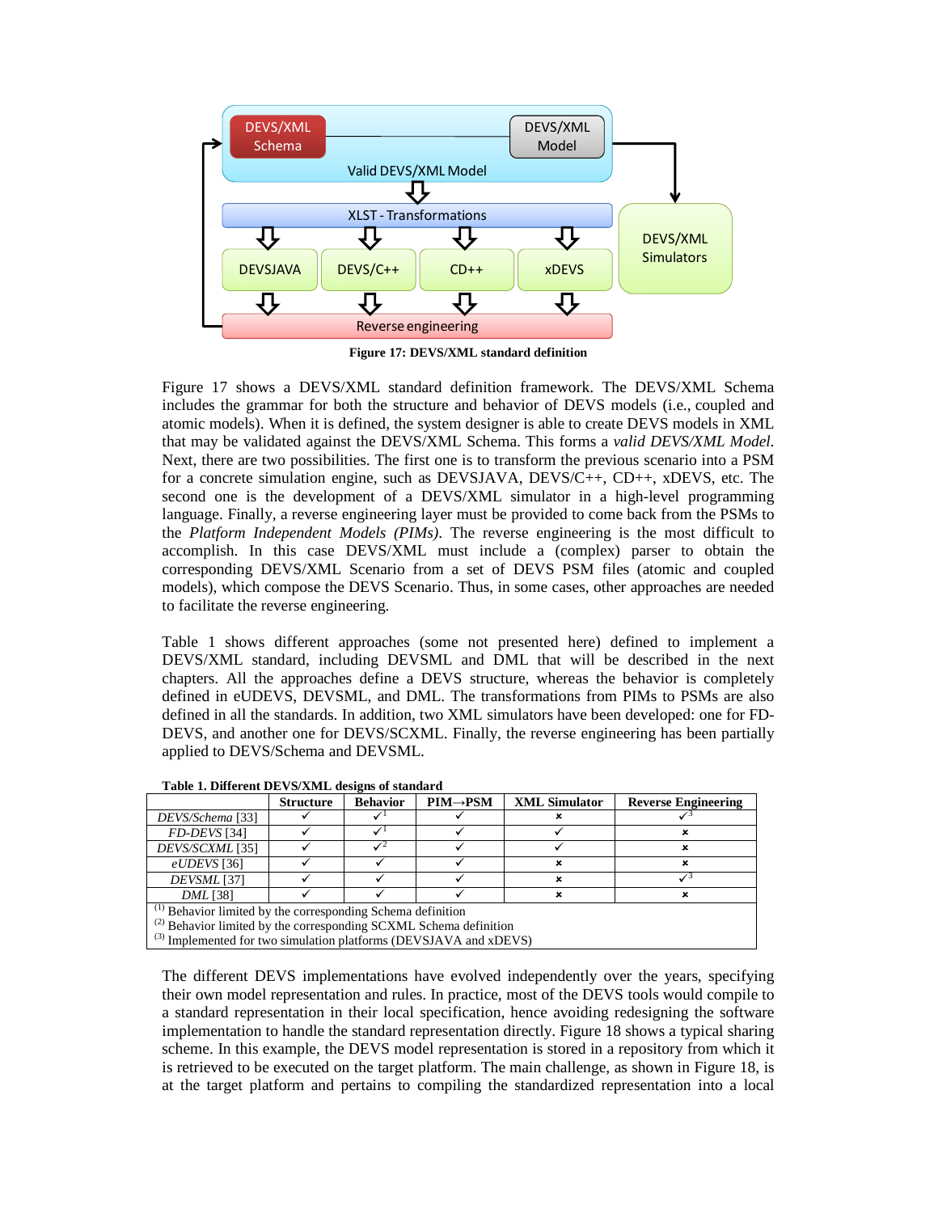Figure 17: DEVS/XML standard definition

Figure 17 shows a DEVS/XML standard definition framework. The DEVS/XML Schema includes the grammar for both the structure and behavior of DEVS models (i.e., coupled and atomic models). When it is defined, the system designer is able to create DEVS models in XML that may be validated against the DEVS/XML Schema. This forms a *valid DEVS/XML Model*. Next, there are two possibilities. The first one is to transform the previous scenario into a PSM for a concrete simulation engine, such as DEVSJAVA, DEVS/C++, CD++, xDEVS, etc. The second one is the development of a DEVS/XML simulator in a high-level programming language. Finally, a reverse engineering layer must be provided to come back from the PSMs to the *Platform Independent Models (PIMs)*. The reverse engineering is the most difficult to accomplish. In this case DEVS/XML must include a (complex) parser to obtain the corresponding DEVS/XML Scenario from a set of DEVS PSM files (atomic and coupled models), which compose the DEVS Scenario. Thus, in some cases, other approaches are needed to facilitate the reverse engineering.

Table 1 shows different approaches (some not presented here) defined to implement a DEVS/XML standard, including DEVSML and DML that will be described in the next chapters. All the approaches define a DEVS structure, whereas the behavior is completely defined in eUDEVS, DEVSML, and DML. The transformations from PIMs to PSMs are also defined in all the standards. In addition, two XML simulators have been developed: one for FD-DEVS, and another one for DEVS/SCXML. Finally, the reverse engineering has been partially applied to DEVS/Schema and DEVSML.

**Table 1. Different DEVS/XML designs of standard**

| | Structure | Behavior | PIM→PSM | XML Simulator | Reverse Engineering |
|---|---|---|---|---|---|
| *DEVS/Schema* [33] | ✓ | ✓[1] | ✓ | × | ✓[3] |
| *FD-DEVS* [34] | ✓ | ✓[1] | ✓ | ✓ | × |
| *DEVS/SCXML* [35] | ✓ | ✓[2] | ✓ | ✓ | × |
| *eUDEVS* [36] | ✓ | ✓ | ✓ | × | × |
| *DEVSML* [37] | ✓ | ✓ | ✓ | × | ✓[3] |
| *DML* [38] | ✓ | ✓ | ✓ | × | × |

(1) Behavior limited by the corresponding Schema definition
(2) Behavior limited by the corresponding SCXML Schema definition
(3) Implemented for two simulation platforms (DEVSJAVA and xDEVS)

The different DEVS implementations have evolved independently over the years, specifying their own model representation and rules. In practice, most of the DEVS tools would compile to a standard representation in their local specification, hence avoiding redesigning the software implementation to handle the standard representation directly. Figure 18 shows a typical sharing scheme. In this example, the DEVS model representation is stored in a repository from which it is retrieved to be executed on the target platform. The main challenge, as shown in Figure 18, is at the target platform and pertains to compiling the standardized representation into a local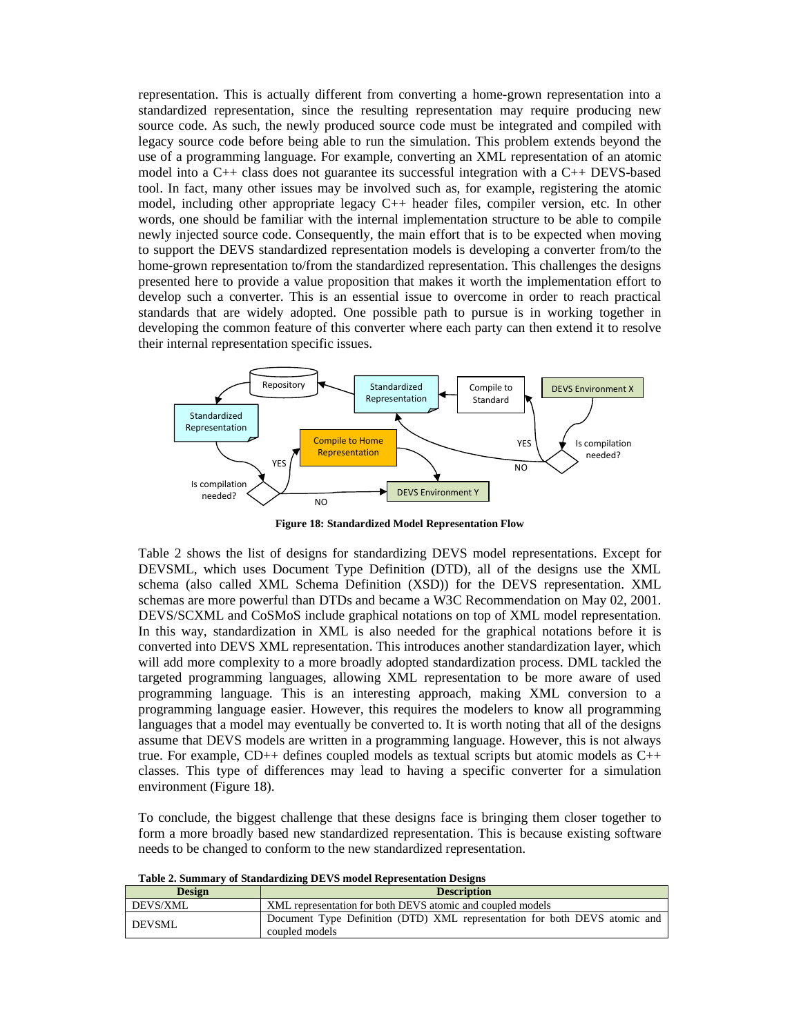representation. This is actually different from converting a home-grown representation into a standardized representation, since the resulting representation may require producing new source code. As such, the newly produced source code must be integrated and compiled with legacy source code before being able to run the simulation. This problem extends beyond the use of a programming language. For example, converting an XML representation of an atomic model into a C++ class does not guarantee its successful integration with a C++ DEVS-based tool. In fact, many other issues may be involved such as, for example, registering the atomic model, including other appropriate legacy C++ header files, compiler version, etc. In other words, one should be familiar with the internal implementation structure to be able to compile newly injected source code. Consequently, the main effort that is to be expected when moving to support the DEVS standardized representation models is developing a converter from/to the home-grown representation to/from the standardized representation. This challenges the designs presented here to provide a value proposition that makes it worth the implementation effort to develop such a converter. This is an essential issue to overcome in order to reach practical standards that are widely adopted. One possible path to pursue is in working together in developing the common feature of this converter where each party can then extend it to resolve their internal representation specific issues.

**Figure 18: Standardized Model Representation Flow**

Table 2 shows the list of designs for standardizing DEVS model representations. Except for DEVSML, which uses Document Type Definition (DTD), all of the designs use the XML schema (also called XML Schema Definition (XSD)) for the DEVS representation. XML schemas are more powerful than DTDs and became a W3C Recommendation on May 02, 2001. DEVS/SCXML and CoSMoS include graphical notations on top of XML model representation. In this way, standardization in XML is also needed for the graphical notations before it is converted into DEVS XML representation. This introduces another standardization layer, which will add more complexity to a more broadly adopted standardization process. DML tackled the targeted programming languages, allowing XML representation to be more aware of used programming language. This is an interesting approach, making XML conversion to a programming language easier. However, this requires the modelers to know all programming languages that a model may eventually be converted to. It is worth noting that all of the designs assume that DEVS models are written in a programming language. However, this is not always true. For example, CD++ defines coupled models as textual scripts but atomic models as C++ classes. This type of differences may lead to having a specific converter for a simulation environment (Figure 18).

To conclude, the biggest challenge that these designs face is bringing them closer together to form a more broadly based new standardized representation. This is because existing software needs to be changed to conform to the new standardized representation.

**Table 2. Summary of Standardizing DEVS model Representation Designs**

| Design | Description |
|---|---|
| DEVS/XML | XML representation for both DEVS atomic and coupled models |
| DEVSML | Document Type Definition (DTD) XML representation for both DEVS atomic and coupled models |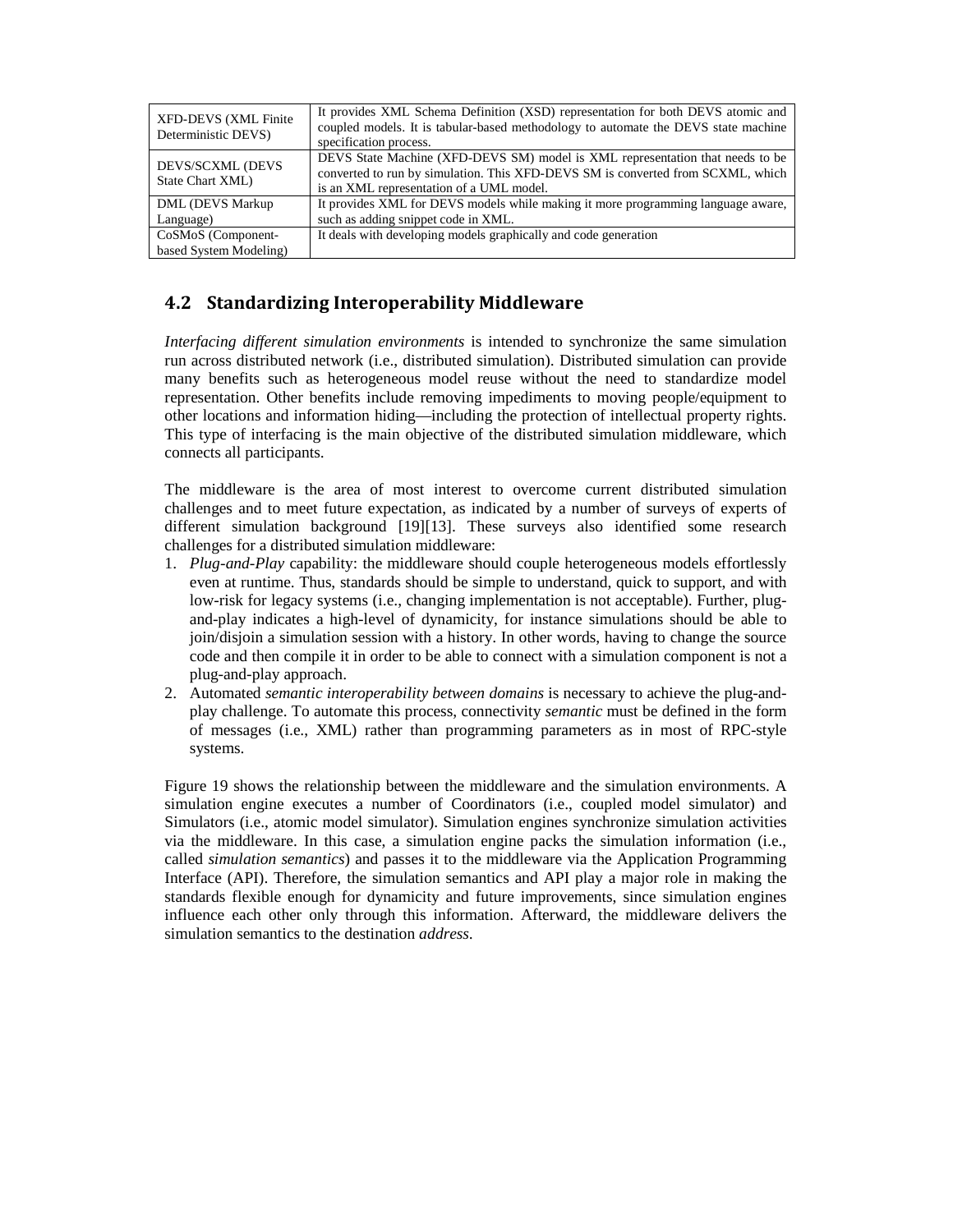| | |
|---|---|
| XFD-DEVS (XML Finite Deterministic DEVS) | It provides XML Schema Definition (XSD) representation for both DEVS atomic and coupled models. It is tabular-based methodology to automate the DEVS state machine specification process. |
| DEVS/SCXML (DEVS State Chart XML) | DEVS State Machine (XFD-DEVS SM) model is XML representation that needs to be converted to run by simulation. This XFD-DEVS SM is converted from SCXML, which is an XML representation of a UML model. |
| DML (DEVS Markup Language) | It provides XML for DEVS models while making it more programming language aware, such as adding snippet code in XML. |
| CoSMoS (Component-based System Modeling) | It deals with developing models graphically and code generation |

## 4.2 Standardizing Interoperability Middleware

*Interfacing different simulation environments* is intended to synchronize the same simulation run across distributed network (i.e., distributed simulation). Distributed simulation can provide many benefits such as heterogeneous model reuse without the need to standardize model representation. Other benefits include removing impediments to moving people/equipment to other locations and information hiding—including the protection of intellectual property rights. This type of interfacing is the main objective of the distributed simulation middleware, which connects all participants.

The middleware is the area of most interest to overcome current distributed simulation challenges and to meet future expectation, as indicated by a number of surveys of experts of different simulation background [19][13]. These surveys also identified some research challenges for a distributed simulation middleware:

1. *Plug-and-Play* capability: the middleware should couple heterogeneous models effortlessly even at runtime. Thus, standards should be simple to understand, quick to support, and with low-risk for legacy systems (i.e., changing implementation is not acceptable). Further, plug-and-play indicates a high-level of dynamicity, for instance simulations should be able to join/disjoin a simulation session with a history. In other words, having to change the source code and then compile it in order to be able to connect with a simulation component is not a plug-and-play approach.
2. Automated *semantic interoperability between domains* is necessary to achieve the plug-and-play challenge. To automate this process, connectivity *semantic* must be defined in the form of messages (i.e., XML) rather than programming parameters as in most of RPC-style systems.

Figure 19 shows the relationship between the middleware and the simulation environments. A simulation engine executes a number of Coordinators (i.e., coupled model simulator) and Simulators (i.e., atomic model simulator). Simulation engines synchronize simulation activities via the middleware. In this case, a simulation engine packs the simulation information (i.e., called *simulation semantics*) and passes it to the middleware via the Application Programming Interface (API). Therefore, the simulation semantics and API play a major role in making the standards flexible enough for dynamicity and future improvements, since simulation engines influence each other only through this information. Afterward, the middleware delivers the simulation semantics to the destination *address*.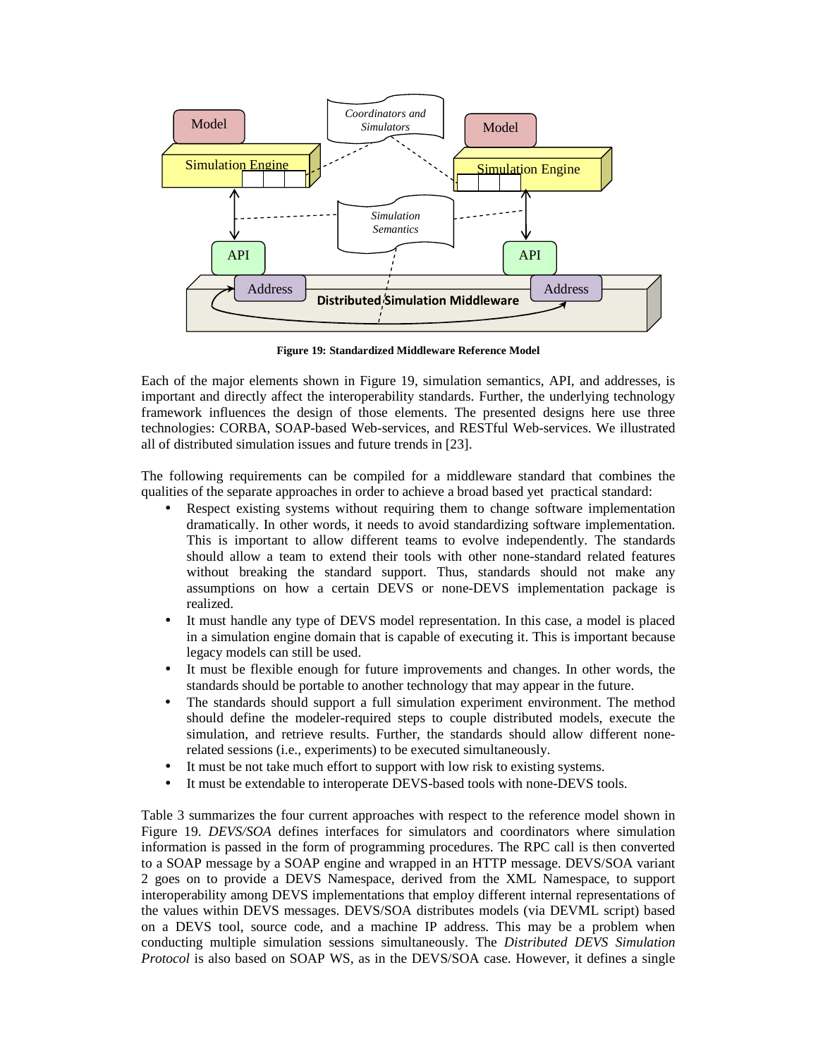Figure 19: Standardized Middleware Reference Model

Each of the major elements shown in Figure 19, simulation semantics, API, and addresses, is important and directly affect the interoperability standards. Further, the underlying technology framework influences the design of those elements. The presented designs here use three technologies: CORBA, SOAP-based Web-services, and RESTful Web-services. We illustrated all of distributed simulation issues and future trends in [23].

The following requirements can be compiled for a middleware standard that combines the qualities of the separate approaches in order to achieve a broad based yet practical standard:

- Respect existing systems without requiring them to change software implementation dramatically. In other words, it needs to avoid standardizing software implementation. This is important to allow different teams to evolve independently. The standards should allow a team to extend their tools with other none-standard related features without breaking the standard support. Thus, standards should not make any assumptions on how a certain DEVS or none-DEVS implementation package is realized.
- It must handle any type of DEVS model representation. In this case, a model is placed in a simulation engine domain that is capable of executing it. This is important because legacy models can still be used.
- It must be flexible enough for future improvements and changes. In other words, the standards should be portable to another technology that may appear in the future.
- The standards should support a full simulation experiment environment. The method should define the modeler-required steps to couple distributed models, execute the simulation, and retrieve results. Further, the standards should allow different none-related sessions (i.e., experiments) to be executed simultaneously.
- It must be not take much effort to support with low risk to existing systems.
- It must be extendable to interoperate DEVS-based tools with none-DEVS tools.

Table 3 summarizes the four current approaches with respect to the reference model shown in Figure 19. *DEVS/SOA* defines interfaces for simulators and coordinators where simulation information is passed in the form of programming procedures. The RPC call is then converted to a SOAP message by a SOAP engine and wrapped in an HTTP message. DEVS/SOA variant 2 goes on to provide a DEVS Namespace, derived from the XML Namespace, to support interoperability among DEVS implementations that employ different internal representations of the values within DEVS messages. DEVS/SOA distributes models (via DEVML script) based on a DEVS tool, source code, and a machine IP address. This may be a problem when conducting multiple simulation sessions simultaneously. The *Distributed DEVS Simulation Protocol* is also based on SOAP WS, as in the DEVS/SOA case. However, it defines a single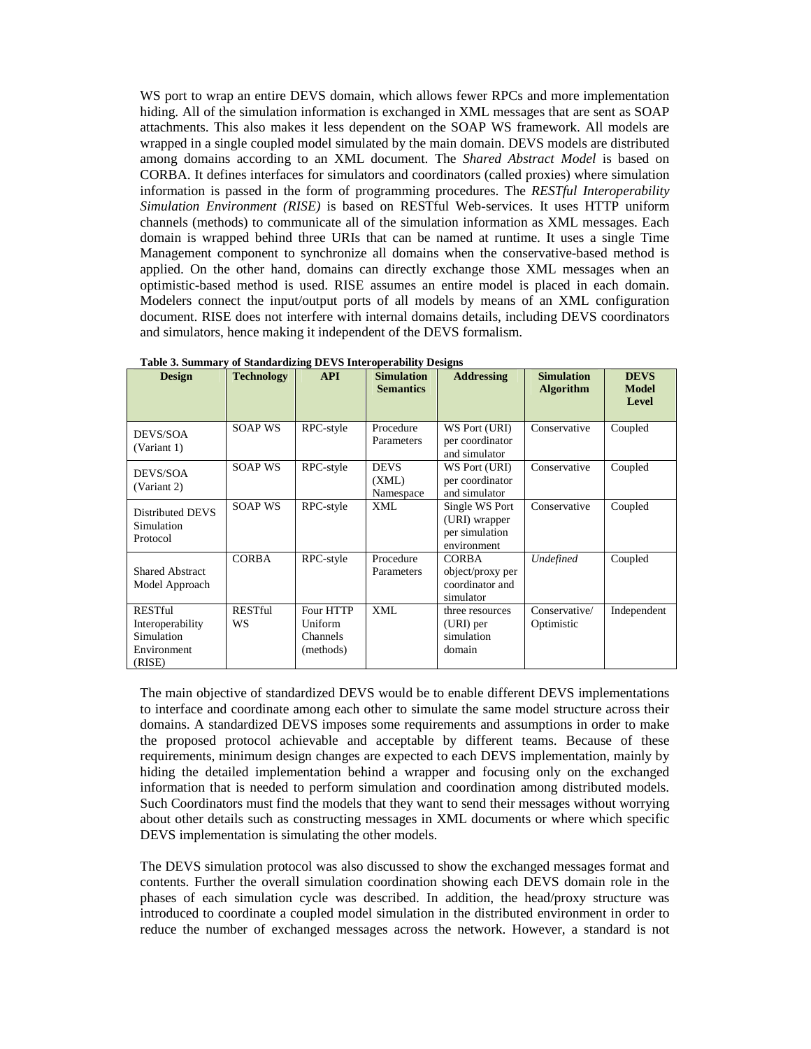WS port to wrap an entire DEVS domain, which allows fewer RPCs and more implementation hiding. All of the simulation information is exchanged in XML messages that are sent as SOAP attachments. This also makes it less dependent on the SOAP WS framework. All models are wrapped in a single coupled model simulated by the main domain. DEVS models are distributed among domains according to an XML document. The *Shared Abstract Model* is based on CORBA. It defines interfaces for simulators and coordinators (called proxies) where simulation information is passed in the form of programming procedures. The *RESTful Interoperability Simulation Environment (RISE)* is based on RESTful Web-services. It uses HTTP uniform channels (methods) to communicate all of the simulation information as XML messages. Each domain is wrapped behind three URIs that can be named at runtime. It uses a single Time Management component to synchronize all domains when the conservative-based method is applied. On the other hand, domains can directly exchange those XML messages when an optimistic-based method is used. RISE assumes an entire model is placed in each domain. Modelers connect the input/output ports of all models by means of an XML configuration document. RISE does not interfere with internal domains details, including DEVS coordinators and simulators, hence making it independent of the DEVS formalism.

**Table 3. Summary of Standardizing DEVS Interoperability Designs**

| Design | Technology | API | Simulation Semantics | Addressing | Simulation Algorithm | DEVS Model Level |
|---|---|---|---|---|---|---|
| DEVS/SOA (Variant 1) | SOAP WS | RPC-style | Procedure Parameters | WS Port (URI) per coordinator and simulator | Conservative | Coupled |
| DEVS/SOA (Variant 2) | SOAP WS | RPC-style | DEVS (XML) Namespace | WS Port (URI) per coordinator and simulator | Conservative | Coupled |
| Distributed DEVS Simulation Protocol | SOAP WS | RPC-style | XML | Single WS Port (URI) wrapper per simulation environment | Conservative | Coupled |
| Shared Abstract Model Approach | CORBA | RPC-style | Procedure Parameters | CORBA object/proxy per coordinator and simulator | *Undefined* | Coupled |
| RESTful Interoperability Simulation Environment (RISE) | RESTful WS | Four HTTP Uniform Channels (methods) | XML | three resources (URI) per simulation domain | Conservative/ Optimistic | Independent |

The main objective of standardized DEVS would be to enable different DEVS implementations to interface and coordinate among each other to simulate the same model structure across their domains. A standardized DEVS imposes some requirements and assumptions in order to make the proposed protocol achievable and acceptable by different teams. Because of these requirements, minimum design changes are expected to each DEVS implementation, mainly by hiding the detailed implementation behind a wrapper and focusing only on the exchanged information that is needed to perform simulation and coordination among distributed models. Such Coordinators must find the models that they want to send their messages without worrying about other details such as constructing messages in XML documents or where which specific DEVS implementation is simulating the other models.

The DEVS simulation protocol was also discussed to show the exchanged messages format and contents. Further the overall simulation coordination showing each DEVS domain role in the phases of each simulation cycle was described. In addition, the head/proxy structure was introduced to coordinate a coupled model simulation in the distributed environment in order to reduce the number of exchanged messages across the network. However, a standard is not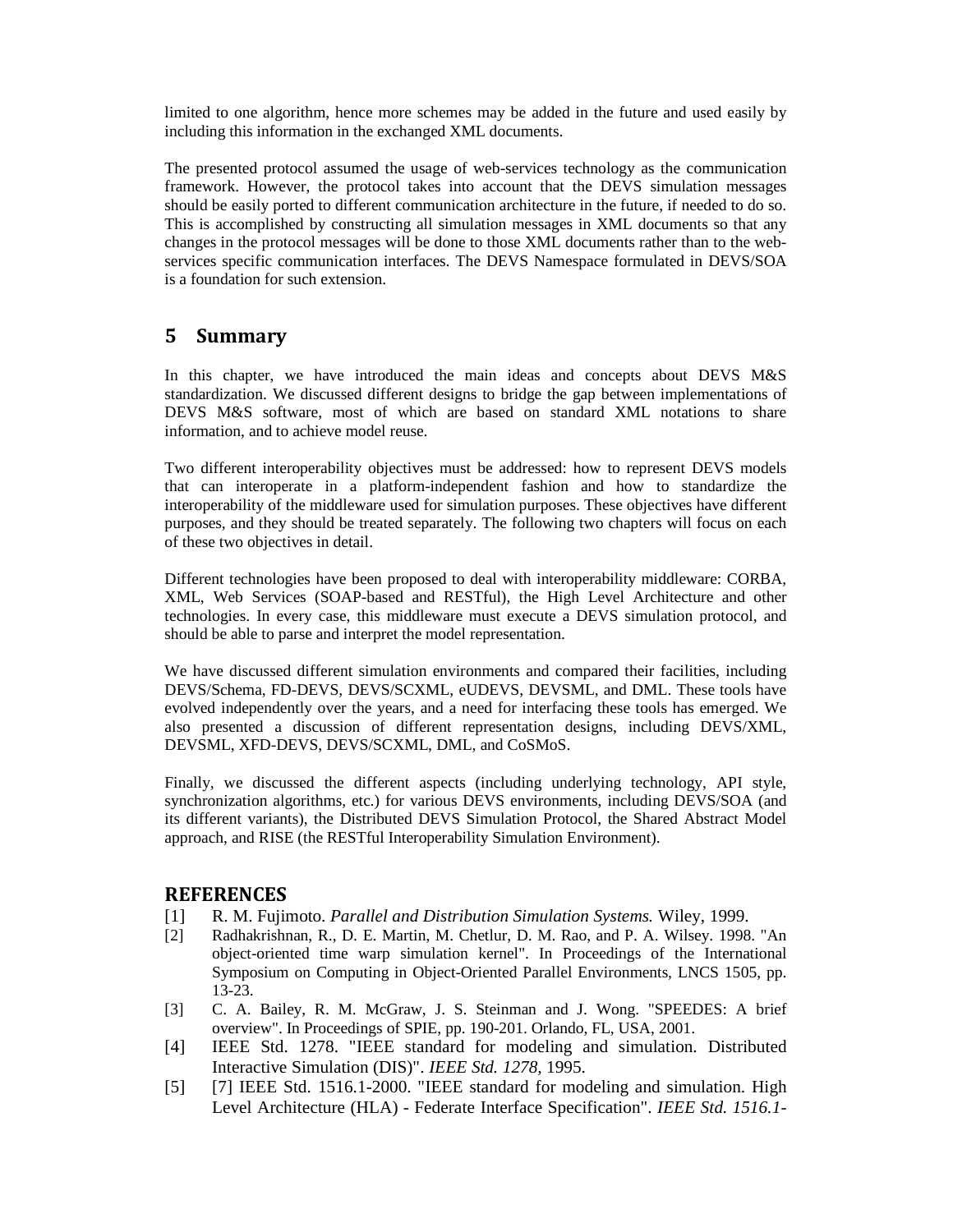limited to one algorithm, hence more schemes may be added in the future and used easily by including this information in the exchanged XML documents.

The presented protocol assumed the usage of web-services technology as the communication framework. However, the protocol takes into account that the DEVS simulation messages should be easily ported to different communication architecture in the future, if needed to do so. This is accomplished by constructing all simulation messages in XML documents so that any changes in the protocol messages will be done to those XML documents rather than to the web-services specific communication interfaces. The DEVS Namespace formulated in DEVS/SOA is a foundation for such extension.

## 5 Summary

In this chapter, we have introduced the main ideas and concepts about DEVS M&S standardization. We discussed different designs to bridge the gap between implementations of DEVS M&S software, most of which are based on standard XML notations to share information, and to achieve model reuse.

Two different interoperability objectives must be addressed: how to represent DEVS models that can interoperate in a platform-independent fashion and how to standardize the interoperability of the middleware used for simulation purposes. These objectives have different purposes, and they should be treated separately. The following two chapters will focus on each of these two objectives in detail.

Different technologies have been proposed to deal with interoperability middleware: CORBA, XML, Web Services (SOAP-based and RESTful), the High Level Architecture and other technologies. In every case, this middleware must execute a DEVS simulation protocol, and should be able to parse and interpret the model representation.

We have discussed different simulation environments and compared their facilities, including DEVS/Schema, FD-DEVS, DEVS/SCXML, eUDEVS, DEVSML, and DML. These tools have evolved independently over the years, and a need for interfacing these tools has emerged. We also presented a discussion of different representation designs, including DEVS/XML, DEVSML, XFD-DEVS, DEVS/SCXML, DML, and CoSMoS.

Finally, we discussed the different aspects (including underlying technology, API style, synchronization algorithms, etc.) for various DEVS environments, including DEVS/SOA (and its different variants), the Distributed DEVS Simulation Protocol, the Shared Abstract Model approach, and RISE (the RESTful Interoperability Simulation Environment).

## REFERENCES

[1] R. M. Fujimoto. *Parallel and Distribution Simulation Systems.* Wiley, 1999.

[2] Radhakrishnan, R., D. E. Martin, M. Chetlur, D. M. Rao, and P. A. Wilsey. 1998. "An object-oriented time warp simulation kernel". In Proceedings of the International Symposium on Computing in Object-Oriented Parallel Environments, LNCS 1505, pp. 13-23.

[3] C. A. Bailey, R. M. McGraw, J. S. Steinman and J. Wong. "SPEEDES: A brief overview". In Proceedings of SPIE, pp. 190-201. Orlando, FL, USA, 2001.

[4] IEEE Std. 1278. "IEEE standard for modeling and simulation. Distributed Interactive Simulation (DIS)". *IEEE Std. 1278*, 1995.

[5] [7] IEEE Std. 1516.1-2000. "IEEE standard for modeling and simulation. High Level Architecture (HLA) - Federate Interface Specification". *IEEE Std. 1516.1-*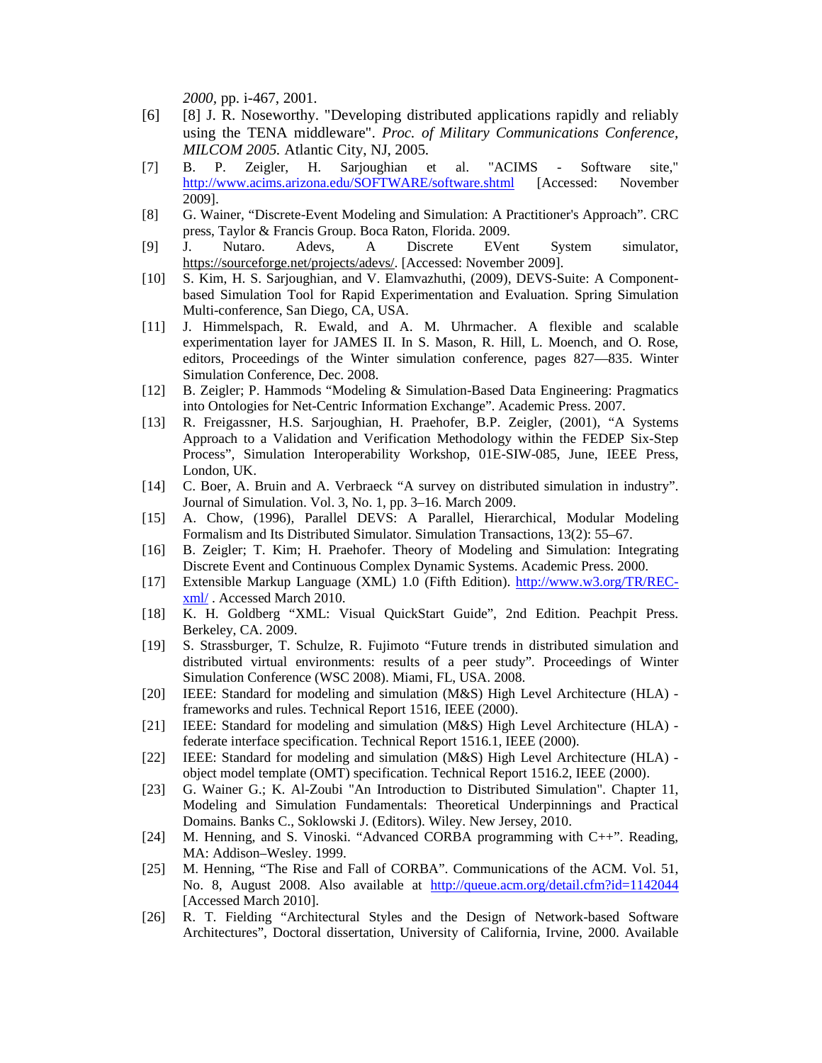*2000*, pp. i-467, 2001.

[6] [8] J. R. Noseworthy. "Developing distributed applications rapidly and reliably using the TENA middleware". *Proc. of Military Communications Conference, MILCOM 2005.* Atlantic City, NJ, 2005.

[7] B. P. Zeigler, H. Sarjoughian et al. "ACIMS - Software site," http://www.acims.arizona.edu/SOFTWARE/software.shtml [Accessed: November 2009].

[8] G. Wainer, "Discrete-Event Modeling and Simulation: A Practitioner's Approach". CRC press, Taylor & Francis Group. Boca Raton, Florida. 2009.

[9] J. Nutaro. Adevs, A Discrete EVent System simulator, https://sourceforge.net/projects/adevs/. [Accessed: November 2009].

[10] S. Kim, H. S. Sarjoughian, and V. Elamvazhuthi, (2009), DEVS-Suite: A Component-based Simulation Tool for Rapid Experimentation and Evaluation. Spring Simulation Multi-conference, San Diego, CA, USA.

[11] J. Himmelspach, R. Ewald, and A. M. Uhrmacher. A flexible and scalable experimentation layer for JAMES II. In S. Mason, R. Hill, L. Moench, and O. Rose, editors, Proceedings of the Winter simulation conference, pages 827—835. Winter Simulation Conference, Dec. 2008.

[12] B. Zeigler; P. Hammods "Modeling & Simulation-Based Data Engineering: Pragmatics into Ontologies for Net-Centric Information Exchange". Academic Press. 2007.

[13] R. Freigassner, H.S. Sarjoughian, H. Praehofer, B.P. Zeigler, (2001), "A Systems Approach to a Validation and Verification Methodology within the FEDEP Six-Step Process", Simulation Interoperability Workshop, 01E-SIW-085, June, IEEE Press, London, UK.

[14] C. Boer, A. Bruin and A. Verbraeck "A survey on distributed simulation in industry". Journal of Simulation. Vol. 3, No. 1, pp. 3–16. March 2009.

[15] A. Chow, (1996), Parallel DEVS: A Parallel, Hierarchical, Modular Modeling Formalism and Its Distributed Simulator. Simulation Transactions, 13(2): 55–67.

[16] B. Zeigler; T. Kim; H. Praehofer. Theory of Modeling and Simulation: Integrating Discrete Event and Continuous Complex Dynamic Systems. Academic Press. 2000.

[17] Extensible Markup Language (XML) 1.0 (Fifth Edition). http://www.w3.org/TR/REC-xml/ . Accessed March 2010.

[18] K. H. Goldberg "XML: Visual QuickStart Guide", 2nd Edition. Peachpit Press. Berkeley, CA. 2009.

[19] S. Strassburger, T. Schulze, R. Fujimoto "Future trends in distributed simulation and distributed virtual environments: results of a peer study". Proceedings of Winter Simulation Conference (WSC 2008). Miami, FL, USA. 2008.

[20] IEEE: Standard for modeling and simulation (M&S) High Level Architecture (HLA) - frameworks and rules. Technical Report 1516, IEEE (2000).

[21] IEEE: Standard for modeling and simulation (M&S) High Level Architecture (HLA) - federate interface specification. Technical Report 1516.1, IEEE (2000).

[22] IEEE: Standard for modeling and simulation (M&S) High Level Architecture (HLA) - object model template (OMT) specification. Technical Report 1516.2, IEEE (2000).

[23] G. Wainer G.; K. Al-Zoubi "An Introduction to Distributed Simulation". Chapter 11, Modeling and Simulation Fundamentals: Theoretical Underpinnings and Practical Domains. Banks C., Soklowski J. (Editors). Wiley. New Jersey, 2010.

[24] M. Henning, and S. Vinoski. "Advanced CORBA programming with C++". Reading, MA: Addison–Wesley. 1999.

[25] M. Henning, "The Rise and Fall of CORBA". Communications of the ACM. Vol. 51, No. 8, August 2008. Also available at http://queue.acm.org/detail.cfm?id=1142044 [Accessed March 2010].

[26] R. T. Fielding "Architectural Styles and the Design of Network-based Software Architectures", Doctoral dissertation, University of California, Irvine, 2000. Available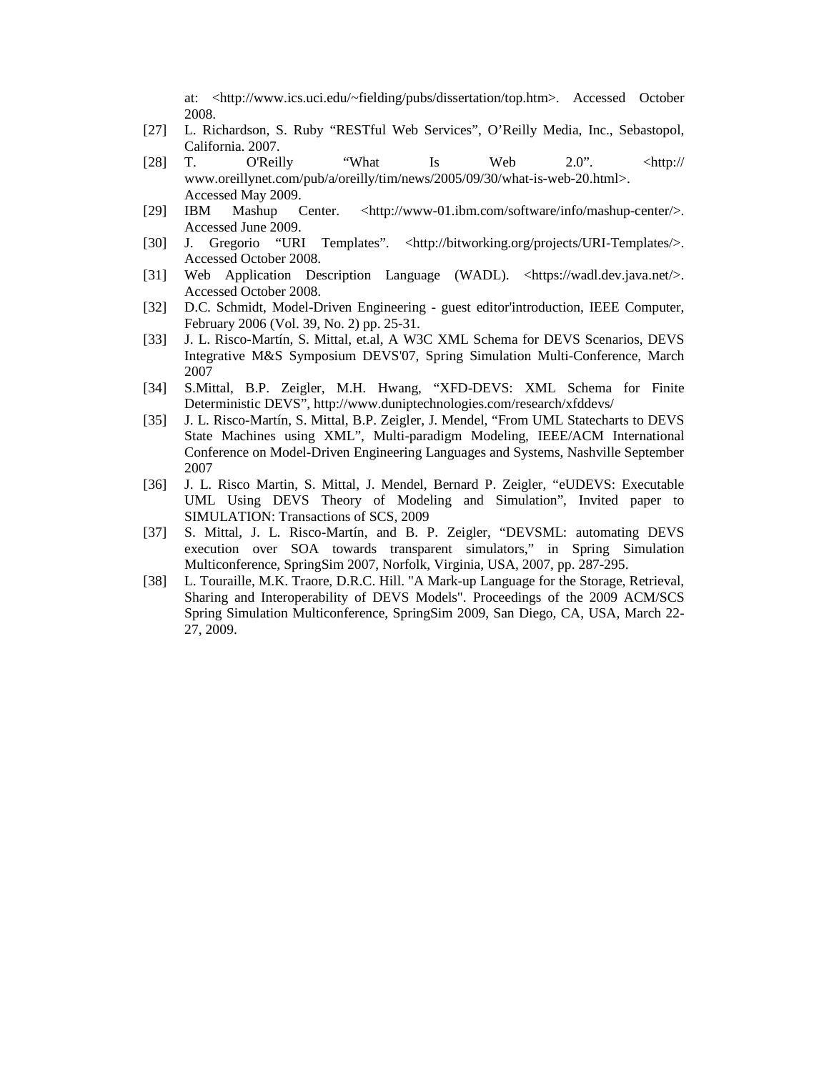at: <http://www.ics.uci.edu/~fielding/pubs/dissertation/top.htm>. Accessed October 2008.

[27] L. Richardson, S. Ruby "RESTful Web Services", O'Reilly Media, Inc., Sebastopol, California. 2007.

[28] T. O'Reilly "What Is Web 2.0". <http:// www.oreillynet.com/pub/a/oreilly/tim/news/2005/09/30/what-is-web-20.html>. Accessed May 2009.

[29] IBM Mashup Center. <http://www-01.ibm.com/software/info/mashup-center/>. Accessed June 2009.

[30] J. Gregorio "URI Templates". <http://bitworking.org/projects/URI-Templates/>. Accessed October 2008.

[31] Web Application Description Language (WADL). <https://wadl.dev.java.net/>. Accessed October 2008.

[32] D.C. Schmidt, Model-Driven Engineering - guest editor'introduction, IEEE Computer, February 2006 (Vol. 39, No. 2) pp. 25-31.

[33] J. L. Risco-Martín, S. Mittal, et.al, A W3C XML Schema for DEVS Scenarios, DEVS Integrative M&S Symposium DEVS'07, Spring Simulation Multi-Conference, March 2007

[34] S.Mittal, B.P. Zeigler, M.H. Hwang, "XFD-DEVS: XML Schema for Finite Deterministic DEVS", http://www.duniptechnologies.com/research/xfddevs/

[35] J. L. Risco-Martín, S. Mittal, B.P. Zeigler, J. Mendel, "From UML Statecharts to DEVS State Machines using XML", Multi-paradigm Modeling, IEEE/ACM International Conference on Model-Driven Engineering Languages and Systems, Nashville September 2007

[36] J. L. Risco Martin, S. Mittal, J. Mendel, Bernard P. Zeigler, "eUDEVS: Executable UML Using DEVS Theory of Modeling and Simulation", Invited paper to SIMULATION: Transactions of SCS, 2009

[37] S. Mittal, J. L. Risco-Martín, and B. P. Zeigler, "DEVSML: automating DEVS execution over SOA towards transparent simulators," in Spring Simulation Multiconference, SpringSim 2007, Norfolk, Virginia, USA, 2007, pp. 287-295.

[38] L. Touraille, M.K. Traore, D.R.C. Hill. "A Mark-up Language for the Storage, Retrieval, Sharing and Interoperability of DEVS Models". Proceedings of the 2009 ACM/SCS Spring Simulation Multiconference, SpringSim 2009, San Diego, CA, USA, March 22-27, 2009.